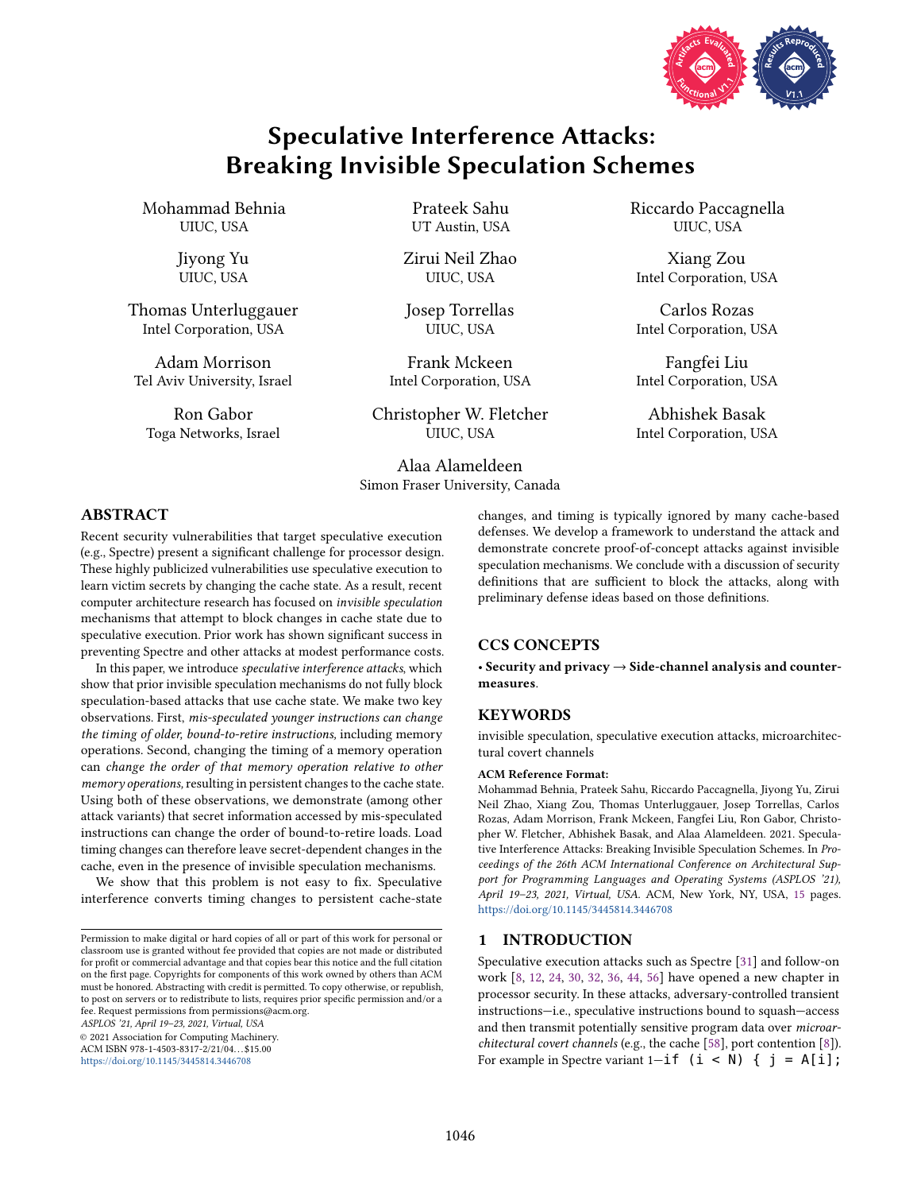# Speculative Interference Attacks: Breaking Invisible Speculation Schemes

Mohammad Behnia, UIUC, USA

Prateek Sahu, UT Austin, USA

Riccardo Paccagnella, UIUC, USA

Jiyong Yu, UIUC, USA

Zirui Neil Zhao, UIUC, USA

Xiang Zou, Intel Corporation, USA

Thomas Unterluggauer, Intel Corporation, USA

Josep Torrellas, UIUC, USA

Carlos Rozas, Intel Corporation, USA

Adam Morrison, Tel Aviv University, Israel

Frank Mckeen, Intel Corporation, USA

Fangfei Liu, Intel Corporation, USA

Ron Gabor, Toga Networks, Israel

Christopher W. Fletcher, UIUC, USA

Abhishek Basak, Intel Corporation, USA

Alaa Alameldeen, Simon Fraser University, Canada

## ABSTRACT

Recent security vulnerabilities that target speculative execution (e.g., Spectre) present a significant challenge for processor design. These highly publicized vulnerabilities use speculative execution to learn victim secrets by changing the cache state. As a result, recent computer architecture research has focused on *invisible speculation* mechanisms that attempt to block changes in cache state due to speculative execution. Prior work has shown significant success in preventing Spectre and other attacks at modest performance costs.

In this paper, we introduce *speculative interference attacks*, which show that prior invisible speculation mechanisms do not fully block speculation-based attacks that use cache state. We make two key observations. First, *mis-speculated younger instructions can change the timing of older, bound-to-retire instructions,* including memory operations. Second, changing the timing of a memory operation can *change the order of that memory operation relative to other memory operations,* resulting in persistent changes to the cache state. Using both of these observations, we demonstrate (among other attack variants) that secret information accessed by mis-speculated instructions can change the order of bound-to-retire loads. Load timing changes can therefore leave secret-dependent changes in the cache, even in the presence of invisible speculation mechanisms.

We show that this problem is not easy to fix. Speculative interference converts timing changes to persistent cache-state changes, and timing is typically ignored by many cache-based defenses. We develop a framework to understand the attack and demonstrate concrete proof-of-concept attacks against invisible speculation mechanisms. We conclude with a discussion of security definitions that are sufficient to block the attacks, along with preliminary defense ideas based on those definitions.

## CCS CONCEPTS

• **Security and privacy → Side-channel analysis and countermeasures**.

## KEYWORDS

invisible speculation, speculative execution attacks, microarchitectural covert channels

**ACM Reference Format:**

Mohammad Behnia, Prateek Sahu, Riccardo Paccagnella, Jiyong Yu, Zirui Neil Zhao, Xiang Zou, Thomas Unterluggauer, Josep Torrellas, Carlos Rozas, Adam Morrison, Frank Mckeen, Fangfei Liu, Ron Gabor, Christopher W. Fletcher, Abhishek Basak, and Alaa Alameldeen. 2021. Speculative Interference Attacks: Breaking Invisible Speculation Schemes. In *Proceedings of the 26th ACM International Conference on Architectural Support for Programming Languages and Operating Systems (ASPLOS '21), April 19–23, 2021, Virtual, USA.* ACM, New York, NY, USA, 15 pages. https://doi.org/10.1145/3445814.3446708

Permission to make digital or hard copies of all or part of this work for personal or classroom use is granted without fee provided that copies are not made or distributed for profit or commercial advantage and that copies bear this notice and the full citation on the first page. Copyrights for components of this work owned by others than ACM must be honored. Abstracting with credit is permitted. To copy otherwise, or republish, to post on servers or to redistribute to lists, requires prior specific permission and/or a fee. Request permissions from permissions@acm.org.

*ASPLOS '21, April 19–23, 2021, Virtual, USA*

© 2021 Association for Computing Machinery.

ACM ISBN 978-1-4503-8317-2/21/04…$15.00

https://doi.org/10.1145/3445814.3446708

## 1 INTRODUCTION

Speculative execution attacks such as Spectre [31] and follow-on work [8, 12, 24, 30, 32, 36, 44, 56] have opened a new chapter in processor security. In these attacks, adversary-controlled transient instructions—i.e., speculative instructions bound to squash—access and then transmit potentially sensitive program data over *microarchitectural covert channels* (e.g., the cache [58], port contention [8]). For example in Spectre variant 1—`if (i < N) { j = A[i];`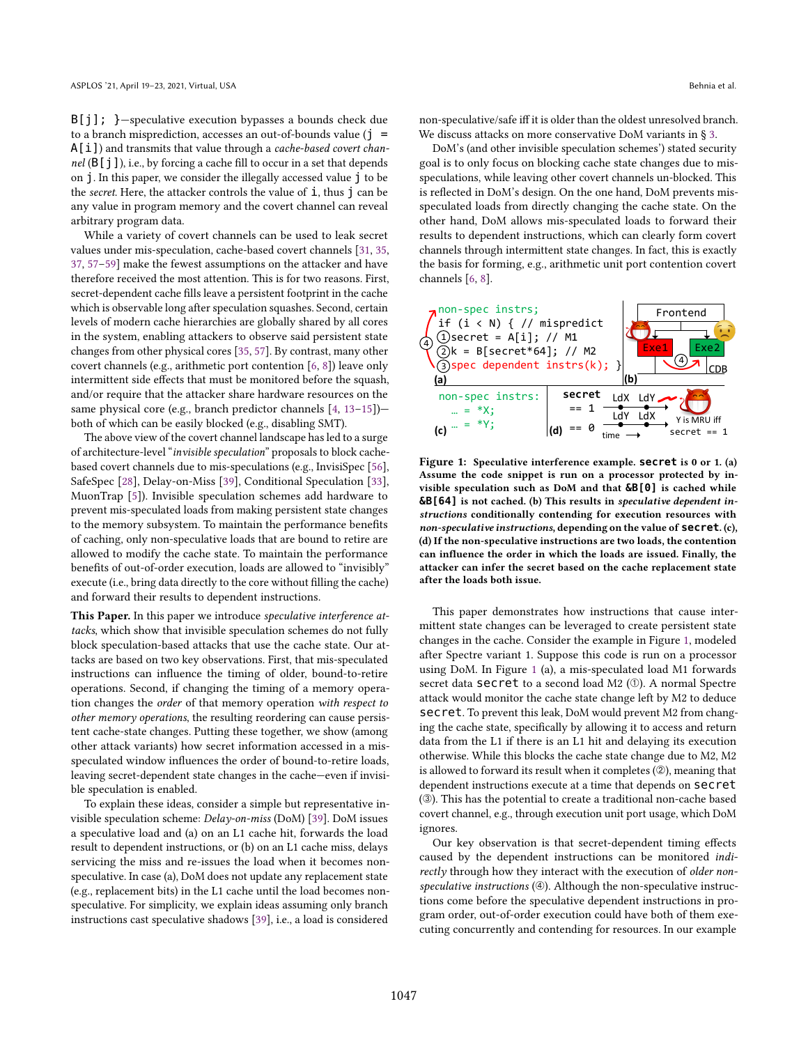B[j]; }—speculative execution bypasses a bounds check due to a branch misprediction, accesses an out-of-bounds value (j = A[i]) and transmits that value through a *cache-based covert channel* (B[j]), i.e., by forcing a cache fill to occur in a set that depends on j. In this paper, we consider the illegally accessed value j to be the *secret*. Here, the attacker controls the value of i, thus j can be any value in program memory and the covert channel can reveal arbitrary program data.

While a variety of covert channels can be used to leak secret values under mis-speculation, cache-based covert channels [31, 35, 37, 57–59] make the fewest assumptions on the attacker and have therefore received the most attention. This is for two reasons. First, secret-dependent cache fills leave a persistent footprint in the cache which is observable long after speculation squashes. Second, certain levels of modern cache hierarchies are globally shared by all cores in the system, enabling attackers to observe said persistent state changes from other physical cores [35, 57]. By contrast, many other covert channels (e.g., arithmetic port contention [6, 8]) leave only intermittent side effects that must be monitored before the squash, and/or require that the attacker share hardware resources on the same physical core (e.g., branch predictor channels [4, 13–15])—both of which can be easily blocked (e.g., disabling SMT).

The above view of the covert channel landscape has led to a surge of architecture-level "*invisible speculation*" proposals to block cache-based covert channels due to mis-speculations (e.g., InvisiSpec [56], SafeSpec [28], Delay-on-Miss [39], Conditional Speculation [33], MuonTrap [5]). Invisible speculation schemes add hardware to prevent mis-speculated loads from making persistent state changes to the memory subsystem. To maintain the performance benefits of caching, only non-speculative loads that are bound to retire are allowed to modify the cache state. To maintain the performance benefits of out-of-order execution, loads are allowed to "invisibly" execute (i.e., bring data directly to the core without filling the cache) and forward their results to dependent instructions.

**This Paper.** In this paper we introduce *speculative interference attacks*, which show that invisible speculation schemes do not fully block speculation-based attacks that use the cache state. Our attacks are based on two key observations. First, that mis-speculated instructions can influence the timing of older, bound-to-retire operations. Second, if changing the timing of a memory operation changes the *order* of that memory operation *with respect to other memory operations*, the resulting reordering can cause persistent cache-state changes. Putting these together, we show (among other attack variants) how secret information accessed in a mis-speculated window influences the order of bound-to-retire loads, leaving secret-dependent state changes in the cache—even if invisible speculation is enabled.

To explain these ideas, consider a simple but representative invisible speculation scheme: *Delay-on-miss* (DoM) [39]. DoM issues a speculative load and (a) on an L1 cache hit, forwards the load result to dependent instructions, or (b) on an L1 cache miss, delays servicing the miss and re-issues the load when it becomes non-speculative. In case (a), DoM does not update any replacement state (e.g., replacement bits) in the L1 cache until the load becomes non-speculative. For simplicity, we explain ideas assuming only branch instructions cast speculative shadows [39], i.e., a load is considered non-speculative/safe iff it is older than the oldest unresolved branch. We discuss attacks on more conservative DoM variants in § 3.

DoM's (and other invisible speculation schemes') stated security goal is to only focus on blocking cache state changes due to mis-speculations, while leaving other covert channels un-blocked. This is reflected in DoM's design. On the one hand, DoM prevents mis-speculated loads from directly changing the cache state. On the other hand, DoM allows mis-speculated loads to forward their results to dependent instructions, which can clearly form covert channels through intermittent state changes. In fact, this is exactly the basis for forming, e.g., arithmetic unit port contention covert channels [6, 8].

**Figure 1: Speculative interference example. secret is 0 or 1. (a) Assume the code snippet is run on a processor protected by invisible speculation such as DoM and that &B[0] is cached while &B[64] is not cached. (b) This results in *speculative dependent instructions* conditionally contending for execution resources with *non-speculative instructions*, depending on the value of secret. (c), (d) If the non-speculative instructions are two loads, the contention can influence the order in which the loads are issued. Finally, the attacker can infer the secret based on the cache replacement state after the loads both issue.**

This paper demonstrates how instructions that cause intermittent state changes can be leveraged to create persistent state changes in the cache. Consider the example in Figure 1, modeled after Spectre variant 1. Suppose this code is run on a processor using DoM. In Figure 1 (a), a mis-speculated load M1 forwards secret data secret to a second load M2 (①). A normal Spectre attack would monitor the cache state change left by M2 to deduce secret. To prevent this leak, DoM would prevent M2 from changing the cache state, specifically by allowing it to access and return data from the L1 if there is an L1 hit and delaying its execution otherwise. While this blocks the cache state change due to M2, M2 is allowed to forward its result when it completes (②), meaning that dependent instructions execute at a time that depends on secret (③). This has the potential to create a traditional non-cache based covert channel, e.g., through execution unit port usage, which DoM ignores.

Our key observation is that secret-dependent timing effects caused by the dependent instructions can be monitored *indirectly* through how they interact with the execution of *older non-speculative instructions* (④). Although the non-speculative instructions come before the speculative dependent instructions in program order, out-of-order execution could have both of them executing concurrently and contending for resources. In our example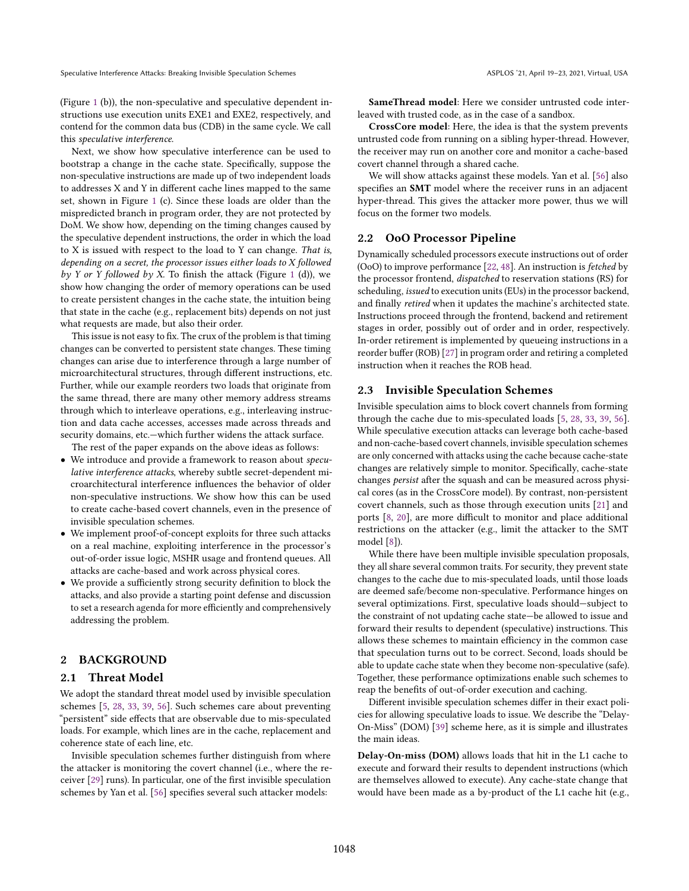(Figure 1 (b)), the non-speculative and speculative dependent instructions use execution units EXE1 and EXE2, respectively, and contend for the common data bus (CDB) in the same cycle. We call this *speculative interference*.

Next, we show how speculative interference can be used to bootstrap a change in the cache state. Specifically, suppose the non-speculative instructions are made up of two independent loads to addresses X and Y in different cache lines mapped to the same set, shown in Figure 1 (c). Since these loads are older than the mispredicted branch in program order, they are not protected by DoM. We show how, depending on the timing changes caused by the speculative dependent instructions, the order in which the load to X is issued with respect to the load to Y can change. *That is, depending on a secret, the processor issues either loads to X followed by Y or Y followed by X.* To finish the attack (Figure 1 (d)), we show how changing the order of memory operations can be used to create persistent changes in the cache state, the intuition being that state in the cache (e.g., replacement bits) depends on not just what requests are made, but also their order.

This issue is not easy to fix. The crux of the problem is that timing changes can be converted to persistent state changes. These timing changes can arise due to interference through a large number of microarchitectural structures, through different instructions, etc. Further, while our example reorders two loads that originate from the same thread, there are many other memory address streams through which to interleave operations, e.g., interleaving instruction and data cache accesses, accesses made across threads and security domains, etc.—which further widens the attack surface.

The rest of the paper expands on the above ideas as follows:

- We introduce and provide a framework to reason about *speculative interference attacks*, whereby subtle secret-dependent microarchitectural interference influences the behavior of older non-speculative instructions. We show how this can be used to create cache-based covert channels, even in the presence of invisible speculation schemes.
- We implement proof-of-concept exploits for three such attacks on a real machine, exploiting interference in the processor's out-of-order issue logic, MSHR usage and frontend queues. All attacks are cache-based and work across physical cores.
- We provide a sufficiently strong security definition to block the attacks, and also provide a starting point defense and discussion to set a research agenda for more efficiently and comprehensively addressing the problem.

## 2 BACKGROUND

### 2.1 Threat Model

We adopt the standard threat model used by invisible speculation schemes [5, 28, 33, 39, 56]. Such schemes care about preventing "persistent" side effects that are observable due to mis-speculated loads. For example, which lines are in the cache, replacement and coherence state of each line, etc.

Invisible speculation schemes further distinguish from where the attacker is monitoring the covert channel (i.e., where the receiver [29] runs). In particular, one of the first invisible speculation schemes by Yan et al. [56] specifies several such attacker models:

**SameThread model**: Here we consider untrusted code interleaved with trusted code, as in the case of a sandbox.

**CrossCore model**: Here, the idea is that the system prevents untrusted code from running on a sibling hyper-thread. However, the receiver may run on another core and monitor a cache-based covert channel through a shared cache.

We will show attacks against these models. Yan et al. [56] also specifies an **SMT** model where the receiver runs in an adjacent hyper-thread. This gives the attacker more power, thus we will focus on the former two models.

### 2.2 OoO Processor Pipeline

Dynamically scheduled processors execute instructions out of order (OoO) to improve performance [22, 48]. An instruction is *fetched* by the processor frontend, *dispatched* to reservation stations (RS) for scheduling, *issued* to execution units (EUs) in the processor backend, and finally *retired* when it updates the machine's architected state. Instructions proceed through the frontend, backend and retirement stages in order, possibly out of order and in order, respectively. In-order retirement is implemented by queueing instructions in a reorder buffer (ROB) [27] in program order and retiring a completed instruction when it reaches the ROB head.

### 2.3 Invisible Speculation Schemes

Invisible speculation aims to block covert channels from forming through the cache due to mis-speculated loads [5, 28, 33, 39, 56]. While speculative execution attacks can leverage both cache-based and non-cache-based covert channels, invisible speculation schemes are only concerned with attacks using the cache because cache-state changes are relatively simple to monitor. Specifically, cache-state changes *persist* after the squash and can be measured across physical cores (as in the CrossCore model). By contrast, non-persistent covert channels, such as those through execution units [21] and ports [8, 20], are more difficult to monitor and place additional restrictions on the attacker (e.g., limit the attacker to the SMT model [8]).

While there have been multiple invisible speculation proposals, they all share several common traits. For security, they prevent state changes to the cache due to mis-speculated loads, until those loads are deemed safe/become non-speculative. Performance hinges on several optimizations. First, speculative loads should—subject to the constraint of not updating cache state—be allowed to issue and forward their results to dependent (speculative) instructions. This allows these schemes to maintain efficiency in the common case that speculation turns out to be correct. Second, loads should be able to update cache state when they become non-speculative (safe). Together, these performance optimizations enable such schemes to reap the benefits of out-of-order execution and caching.

Different invisible speculation schemes differ in their exact policies for allowing speculative loads to issue. We describe the "Delay-On-Miss" (DOM) [39] scheme here, as it is simple and illustrates the main ideas.

**Delay-On-miss (DOM)** allows loads that hit in the L1 cache to execute and forward their results to dependent instructions (which are themselves allowed to execute). Any cache-state change that would have been made as a by-product of the L1 cache hit (e.g.,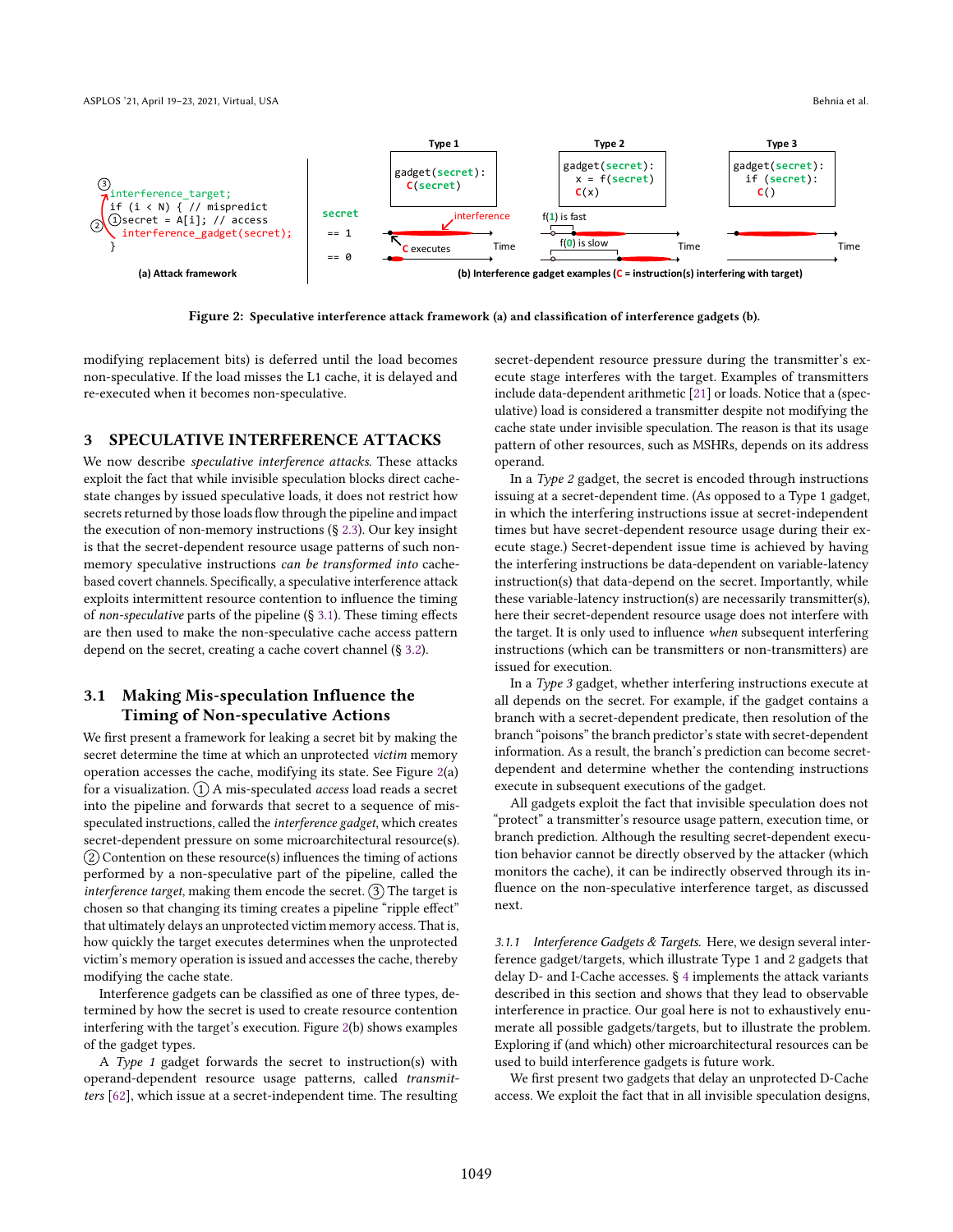```
③ interference_target;
  if (i < N) { // mispredict
②  ①secret = A[i]; // access
    interference_gadget(secret);
  }
```

(a) Attack framework

| Type 1 | Type 2 | Type 3 |
|---|---|---|
| gadget(secret): C(secret) | gadget(secret): x = f(secret) C(x) | gadget(secret): if (secret): C() |

(b) Interference gadget examples (C = instruction(s) interfering with target)

Figure 2: Speculative interference attack framework (a) and classification of interference gadgets (b).

modifying replacement bits) is deferred until the load becomes non-speculative. If the load misses the L1 cache, it is delayed and re-executed when it becomes non-speculative.

## 3 SPECULATIVE INTERFERENCE ATTACKS

We now describe *speculative interference attacks*. These attacks exploit the fact that while invisible speculation blocks direct cache-state changes by issued speculative loads, it does not restrict how secrets returned by those loads flow through the pipeline and impact the execution of non-memory instructions (§ 2.3). Our key insight is that the secret-dependent resource usage patterns of such non-memory speculative instructions *can be transformed into* cache-based covert channels. Specifically, a speculative interference attack exploits intermittent resource contention to influence the timing of *non-speculative* parts of the pipeline (§ 3.1). These timing effects are then used to make the non-speculative cache access pattern depend on the secret, creating a cache covert channel (§ 3.2).

### 3.1 Making Mis-speculation Influence the Timing of Non-speculative Actions

We first present a framework for leaking a secret bit by making the secret determine the time at which an unprotected *victim* memory operation accesses the cache, modifying its state. See Figure 2(a) for a visualization. ① A mis-speculated *access* load reads a secret into the pipeline and forwards that secret to a sequence of mis-speculated instructions, called the *interference gadget*, which creates secret-dependent pressure on some microarchitectural resource(s). ② Contention on these resource(s) influences the timing of actions performed by a non-speculative part of the pipeline, called the *interference target*, making them encode the secret. ③ The target is chosen so that changing its timing creates a pipeline "ripple effect" that ultimately delays an unprotected victim memory access. That is, how quickly the target executes determines when the unprotected victim's memory operation is issued and accesses the cache, thereby modifying the cache state.

Interference gadgets can be classified as one of three types, determined by how the secret is used to create resource contention interfering with the target's execution. Figure 2(b) shows examples of the gadget types.

A *Type 1* gadget forwards the secret to instruction(s) with operand-dependent resource usage patterns, called *transmitters* [62], which issue at a secret-independent time. The resulting secret-dependent resource pressure during the transmitter's execute stage interferes with the target. Examples of transmitters include data-dependent arithmetic [21] or loads. Notice that a (speculative) load is considered a transmitter despite not modifying the cache state under invisible speculation. The reason is that its usage pattern of other resources, such as MSHRs, depends on its address operand.

In a *Type 2* gadget, the secret is encoded through instructions issuing at a secret-dependent time. (As opposed to a Type 1 gadget, in which the interfering instructions issue at secret-independent times but have secret-dependent resource usage during their execute stage.) Secret-dependent issue time is achieved by having the interfering instructions be data-dependent on variable-latency instruction(s) that data-depend on the secret. Importantly, while these variable-latency instruction(s) are necessarily transmitter(s), here their secret-dependent resource usage does not interfere with the target. It is only used to influence *when* subsequent interfering instructions (which can be transmitters or non-transmitters) are issued for execution.

In a *Type 3* gadget, whether interfering instructions execute at all depends on the secret. For example, if the gadget contains a branch with a secret-dependent predicate, then resolution of the branch "poisons" the branch predictor's state with secret-dependent information. As a result, the branch's prediction can become secret-dependent and determine whether the contending instructions execute in subsequent executions of the gadget.

All gadgets exploit the fact that invisible speculation does not "protect" a transmitter's resource usage pattern, execution time, or branch prediction. Although the resulting secret-dependent execution behavior cannot be directly observed by the attacker (which monitors the cache), it can be indirectly observed through its influence on the non-speculative interference target, as discussed next.

#### 3.1.1 *Interference Gadgets & Targets.*

Here, we design several interference gadget/targets, which illustrate Type 1 and 2 gadgets that delay D- and I-Cache accesses. § 4 implements the attack variants described in this section and shows that they lead to observable interference in practice. Our goal here is not to exhaustively enumerate all possible gadgets/targets, but to illustrate the problem. Exploring if (and which) other microarchitectural resources can be used to build interference gadgets is future work.

We first present two gadgets that delay an unprotected D-Cache access. We exploit the fact that in all invisible speculation designs,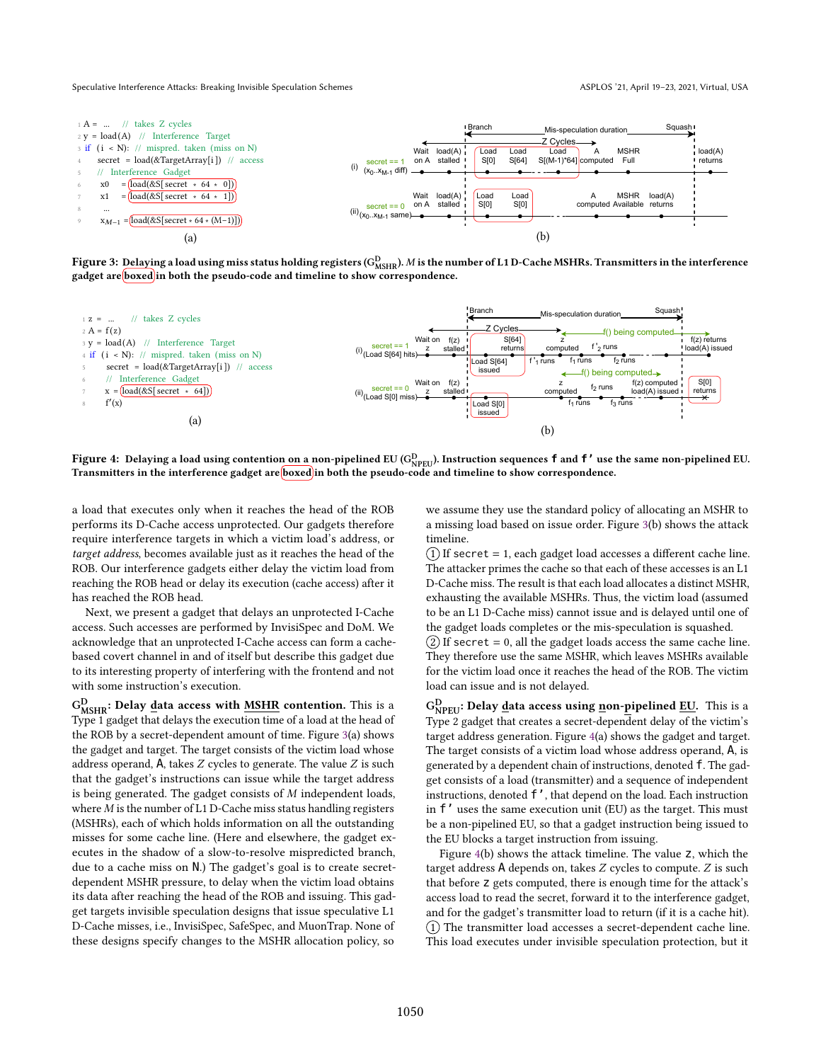```
1 A = ...    // takes Z cycles
2 y = load(A)   // Interference Target
3 if (i < N):  // mispred. taken (miss on N)
4     secret = load(&TargetArray[i])  // access
5     // Interference Gadget
6     x0   = load(&S[secret * 64 * 0])
7     x1   = load(&S[secret * 64 * 1])
8     ...
9     xM−1 = load(&S[secret * 64 * (M−1)])
```

(a)

(b)

**Figure 3: Delaying a load using miss status holding registers ($G^D_{MSHR}$). $M$ is the number of L1 D-Cache MSHRs. Transmitters in the interference gadget are boxed in both the pseudo-code and timeline to show correspondence.**

```
1 z = ...    // takes Z cycles
2 A = f(z)
3 y = load(A)   // Interference Target
4 if (i < N):  // mispred. taken (miss on N)
5     secret = load(&TargetArray[i])  // access
6     // Interference Gadget
7     x = load(&S[secret * 64])
8     f'(x)
```

(a)

(b)

**Figure 4: Delaying a load using contention on a non-pipelined EU ($G^D_{NPEU}$). Instruction sequences f and f' use the same non-pipelined EU. Transmitters in the interference gadget are boxed in both the pseudo-code and timeline to show correspondence.**

a load that executes only when it reaches the head of the ROB performs its D-Cache access unprotected. Our gadgets therefore require interference targets in which a victim load's address, or *target address*, becomes available just as it reaches the head of the ROB. Our interference gadgets either delay the victim load from reaching the ROB head or delay its execution (cache access) after it has reached the ROB head.

Next, we present a gadget that delays an unprotected I-Cache access. Such accesses are performed by InvisiSpec and DoM. We acknowledge that an unprotected I-Cache access can form a cache-based covert channel in and of itself but describe this gadget due to its interesting property of interfering with the frontend and not with some instruction's execution.

**$G^D_{MSHR}$: Delay data access with MSHR contention.** This is a Type 1 gadget that delays the execution time of a load at the head of the ROB by a secret-dependent amount of time. Figure 3(a) shows the gadget and target. The target consists of the victim load whose address operand, A, takes $Z$ cycles to generate. The value $Z$ is such that the gadget's instructions can issue while the target address is being generated. The gadget consists of $M$ independent loads, where $M$ is the number of L1 D-Cache miss status handling registers (MSHRs), each of which holds information on all the outstanding misses for some cache line. (Here and elsewhere, the gadget executes in the shadow of a slow-to-resolve mispredicted branch, due to a cache miss on N.) The gadget's goal is to create secret-dependent MSHR pressure, to delay when the victim load obtains its data after reaching the head of the ROB and issuing. This gadget targets invisible speculation designs that issue speculative L1 D-Cache misses, i.e., InvisiSpec, SafeSpec, and MuonTrap. None of these designs specify changes to the MSHR allocation policy, so we assume they use the standard policy of allocating an MSHR to a missing load based on issue order. Figure 3(b) shows the attack timeline.

(1) If secret = 1, each gadget load accesses a different cache line. The attacker primes the cache so that each of these accesses is an L1 D-Cache miss. The result is that each load allocates a distinct MSHR, exhausting the available MSHRs. Thus, the victim load (assumed to be an L1 D-Cache miss) cannot issue and is delayed until one of the gadget loads completes or the mis-speculation is squashed.

(2) If secret = 0, all the gadget loads access the same cache line. They therefore use the same MSHR, which leaves MSHRs available for the victim load once it reaches the head of the ROB. The victim load can issue and is not delayed.

**$G^D_{NPEU}$: Delay data access using non-pipelined EU.** This is a Type 2 gadget that creates a secret-dependent delay of the victim's target address generation. Figure 4(a) shows the gadget and target. The target consists of a victim load whose address operand, A, is generated by a dependent chain of instructions, denoted f. The gadget consists of a load (transmitter) and a sequence of independent instructions, denoted f', that depend on the load. Each instruction in f' uses the same execution unit (EU) as the target. This must be a non-pipelined EU, so that a gadget instruction being issued to the EU blocks a target instruction from issuing.

Figure 4(b) shows the attack timeline. The value z, which the target address A depends on, takes $Z$ cycles to compute. $Z$ is such that before z gets computed, there is enough time for the attack's access load to read the secret, forward it to the interference gadget, and for the gadget's transmitter load to return (if it is a cache hit).

(1) The transmitter load accesses a secret-dependent cache line. This load executes under invisible speculation protection, but it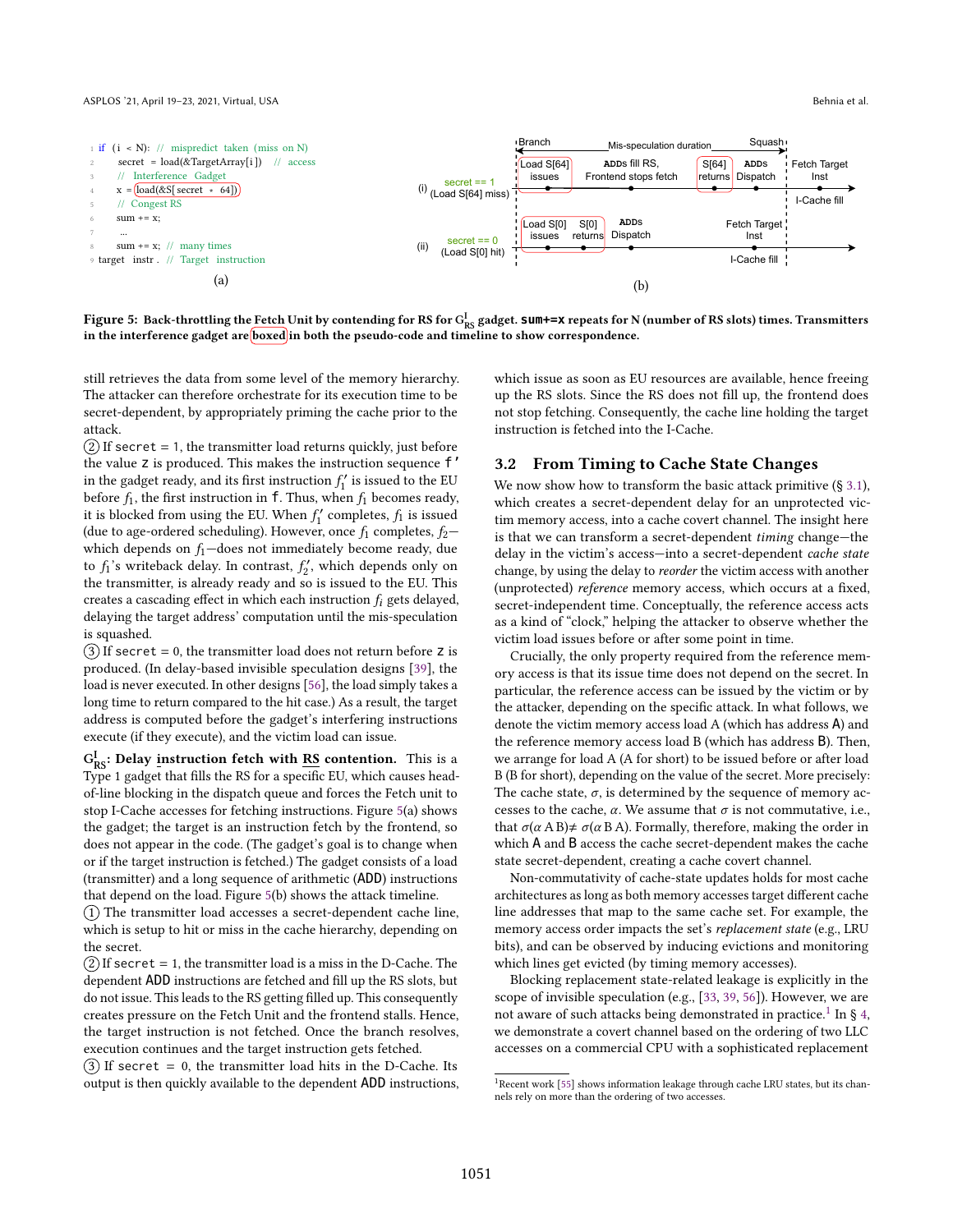```
1 if (i < N): // mispredict taken (miss on N)
2   secret = load(&TargetArray[i]) // access
3   // Interference Gadget
4   x = load(&S[secret * 64])
5   // Congest RS
6   sum += x;
7   ...
8   sum += x; // many times
9 target instr. // Target instruction
```

(a)

(i) secret == 1 (Load S[64] miss): Branch | Load S[64] issues | ADDs fill RS, Frontend stops fetch | Mis-speculation duration | S[64] returns | ADDs Dispatch | Squash | Fetch Target Inst | I-Cache fill

(ii) secret == 0 (Load S[0] hit): Load S[0] issues | S[0] returns | ADDs Dispatch | Fetch Target Inst | I-Cache fill

(b)

**Figure 5: Back-throttling the Fetch Unit by contending for RS for $G^{I}_{RS}$ gadget. `sum+=x` repeats for N (number of RS slots) times. Transmitters in the interference gadget are boxed in both the pseudo-code and timeline to show correspondence.**

still retrieves the data from some level of the memory hierarchy. The attacker can therefore orchestrate for its execution time to be secret-dependent, by appropriately priming the cache prior to the attack.

(2) If `secret` = 1, the transmitter load returns quickly, just before the value `z` is produced. This makes the instruction sequence `f'` in the gadget ready, and its first instruction $f_1'$ is issued to the EU before $f_1$, the first instruction in `f`. Thus, when $f_1$ becomes ready, it is blocked from using the EU. When $f_1'$ completes, $f_1$ is issued (due to age-ordered scheduling). However, once $f_1$ completes, $f_2$—which depends on $f_1$—does not immediately become ready, due to $f_1$'s writeback delay. In contrast, $f_2'$, which depends only on the transmitter, is already ready and so is issued to the EU. This creates a cascading effect in which each instruction $f_i$ gets delayed, delaying the target address' computation until the mis-speculation is squashed.

(3) If `secret` = 0, the transmitter load does not return before `z` is produced. (In delay-based invisible speculation designs [39], the load is never executed. In other designs [56], the load simply takes a long time to return compared to the hit case.) As a result, the target address is computed before the gadget's interfering instructions execute (if they execute), and the victim load can issue.

**$G^{I}_{RS}$: Delay instruction fetch with RS contention.** This is a Type 1 gadget that fills the RS for a specific EU, which causes head-of-line blocking in the dispatch queue and forces the Fetch unit to stop I-Cache accesses for fetching instructions. Figure 5(a) shows the gadget; the target is an instruction fetch by the frontend, so does not appear in the code. (The gadget's goal is to change when or if the target instruction is fetched.) The gadget consists of a load (transmitter) and a long sequence of arithmetic (ADD) instructions that depend on the load. Figure 5(b) shows the attack timeline.

(1) The transmitter load accesses a secret-dependent cache line, which is setup to hit or miss in the cache hierarchy, depending on the secret.

(2) If `secret` = 1, the transmitter load is a miss in the D-Cache. The dependent ADD instructions are fetched and fill up the RS slots, but do not issue. This leads to the RS getting filled up. This consequently creates pressure on the Fetch Unit and the frontend stalls. Hence, the target instruction is not fetched. Once the branch resolves, execution continues and the target instruction gets fetched.

(3) If `secret` = 0, the transmitter load hits in the D-Cache. Its output is then quickly available to the dependent ADD instructions, which issue as soon as EU resources are available, hence freeing up the RS slots. Since the RS does not fill up, the frontend does not stop fetching. Consequently, the cache line holding the target instruction is fetched into the I-Cache.

## 3.2 From Timing to Cache State Changes

We now show how to transform the basic attack primitive (§ 3.1), which creates a secret-dependent delay for an unprotected victim memory access, into a cache covert channel. The insight here is that we can transform a secret-dependent *timing* change—the delay in the victim's access—into a secret-dependent *cache state* change, by using the delay to *reorder* the victim access with another (unprotected) *reference* memory access, which occurs at a fixed, secret-independent time. Conceptually, the reference access acts as a kind of "clock," helping the attacker to observe whether the victim load issues before or after some point in time.

Crucially, the only property required from the reference memory access is that its issue time does not depend on the secret. In particular, the reference access can be issued by the victim or by the attacker, depending on the specific attack. In what follows, we denote the victim memory access load A (which has address A) and the reference memory access load B (which has address B). Then, we arrange for load A (A for short) to be issued before or after load B (B for short), depending on the value of the secret. More precisely: The cache state, $\sigma$, is determined by the sequence of memory accesses to the cache, $\alpha$. We assume that $\sigma$ is not commutative, i.e., that $\sigma(\alpha\, A\, B) \neq \sigma(\alpha\, B\, A)$. Formally, therefore, making the order in which A and B access the cache secret-dependent makes the cache state secret-dependent, creating a cache covert channel.

Non-commutativity of cache-state updates holds for most cache architectures as long as both memory accesses target different cache line addresses that map to the same cache set. For example, the memory access order impacts the set's *replacement state* (e.g., LRU bits), and can be observed by inducing evictions and monitoring which lines get evicted (by timing memory accesses).

Blocking replacement state-related leakage is explicitly in the scope of invisible speculation (e.g., [33, 39, 56]). However, we are not aware of such attacks being demonstrated in practice.[1] In § 4, we demonstrate a covert channel based on the ordering of two LLC accesses on a commercial CPU with a sophisticated replacement

[1] Recent work [55] shows information leakage through cache LRU states, but its channels rely on more than the ordering of two accesses.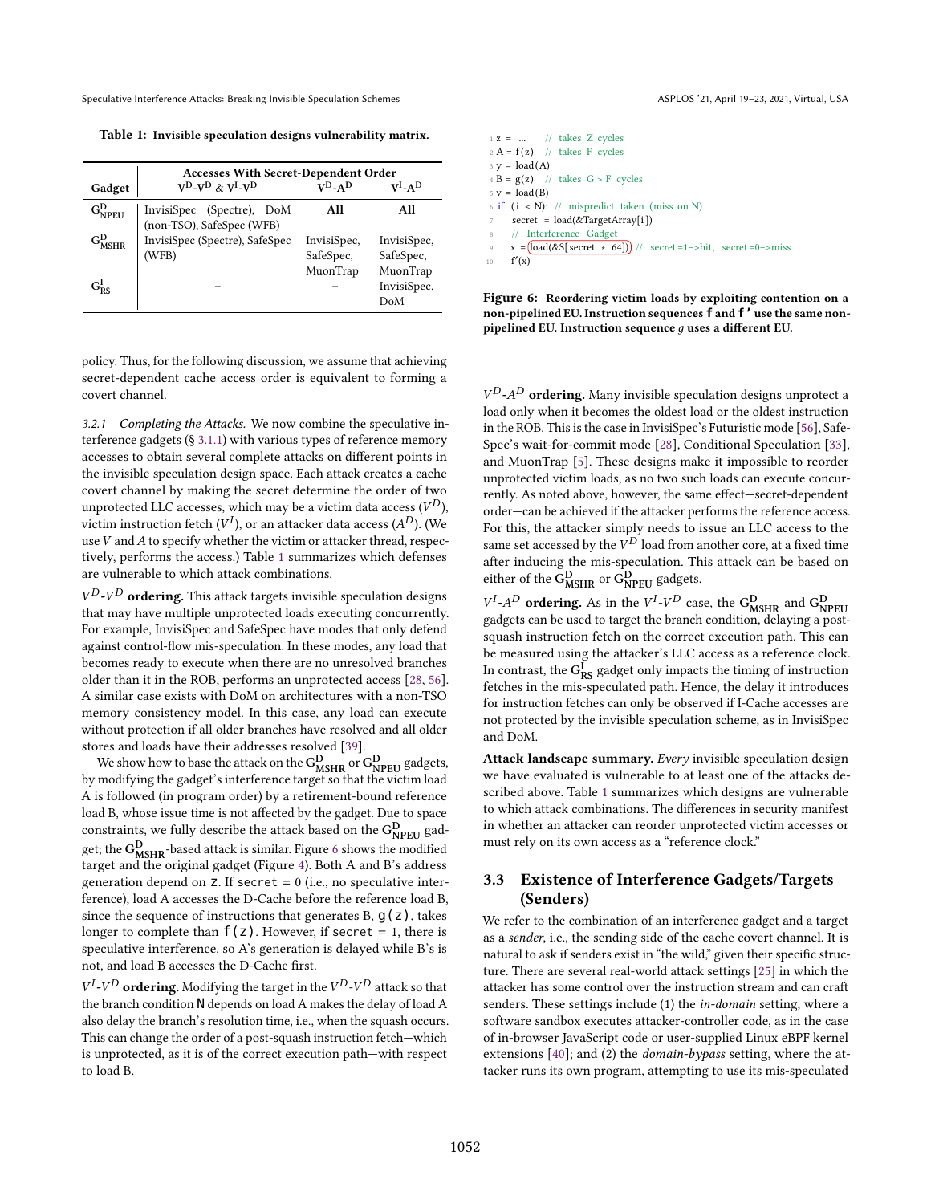Table 1: Invisible speculation designs vulnerability matrix.

| Gadget | Accesses With Secret-Dependent Order | | |
|---|---|---|---|
| | $V^D$-$V^D$ & $V^I$-$V^D$ | $V^D$-$A^D$ | $V^I$-$A^D$ |
| $G^D_{NPEU}$ | InvisiSpec (Spectre), DoM (non-TSO), SafeSpec (WFB) | **All** | **All** |
| $G^D_{MSHR}$ | InvisiSpec (Spectre), SafeSpec (WFB) | InvisiSpec, SafeSpec, MuonTrap | InvisiSpec, SafeSpec, MuonTrap |
| $G^I_{RS}$ | – | – | InvisiSpec, DoM |

policy. Thus, for the following discussion, we assume that achieving secret-dependent cache access order is equivalent to forming a covert channel.

*3.2.1 Completing the Attacks.* We now combine the speculative interference gadgets (§ 3.1.1) with various types of reference memory accesses to obtain several complete attacks on different points in the invisible speculation design space. Each attack creates a cache covert channel by making the secret determine the order of two unprotected LLC accesses, which may be a victim data access ($V^D$), victim instruction fetch ($V^I$), or an attacker data access ($A^D$). (We use $V$ and $A$ to specify whether the victim or attacker thread, respectively, performs the access.) Table 1 summarizes which defenses are vulnerable to which attack combinations.

**$V^D$-$V^D$ ordering.** This attack targets invisible speculation designs that may have multiple unprotected loads executing concurrently. For example, InvisiSpec and SafeSpec have modes that only defend against control-flow mis-speculation. In these modes, any load that becomes ready to execute when there are no unresolved branches older than it in the ROB, performs an unprotected access [28, 56]. A similar case exists with DoM on architectures with a non-TSO memory consistency model. In this case, any load can execute without protection if all older branches have resolved and all older stores and loads have their addresses resolved [39].

We show how to base the attack on the $G^D_{MSHR}$ or $G^D_{NPEU}$ gadgets, by modifying the gadget's interference target so that the victim load A is followed (in program order) by a retirement-bound reference load B, whose issue time is not affected by the gadget. Due to space constraints, we fully describe the attack based on the $G^D_{NPEU}$ gadget; the $G^D_{MSHR}$-based attack is similar. Figure 6 shows the modified target and the original gadget (Figure 4). Both A and B's address generation depend on `z`. If `secret = 0` (i.e., no speculative interference), load A accesses the D-Cache before the reference load B, since the sequence of instructions that generates B, `g(z)`, takes longer to complete than `f(z)`. However, if `secret = 1`, there is speculative interference, so A's generation is delayed while B's is not, and load B accesses the D-Cache first.

**$V^I$-$V^D$ ordering.** Modifying the target in the $V^D$-$V^D$ attack so that the branch condition `N` depends on load A makes the delay of load A also delay the branch's resolution time, i.e., when the squash occurs. This can change the order of a post-squash instruction fetch—which is unprotected, as it is of the correct execution path—with respect to load B.

```
1 z = ...     // takes Z cycles
2 A = f(z)    // takes F cycles
3 y = load(A)
4 B = g(z)    // takes G > F cycles
5 v = load(B)
6 if (i < N): // mispredict taken (miss on N)
7     secret = load(&TargetArray[i])
8     // Interference Gadget
9     x = load(&S[secret * 64]) // secret=1->hit, secret=0->miss
10    f'(x)
```

Figure 6: Reordering victim loads by exploiting contention on a non-pipelined EU. Instruction sequences `f` and `f'` use the same non-pipelined EU. Instruction sequence $g$ uses a different EU.

**$V^D$-$A^D$ ordering.** Many invisible speculation designs unprotect a load only when it becomes the oldest load or the oldest instruction in the ROB. This is the case in InvisiSpec's Futuristic mode [56], SafeSpec's wait-for-commit mode [28], Conditional Speculation [33], and MuonTrap [5]. These designs make it impossible to reorder unprotected victim loads, as no two such loads can execute concurrently. As noted above, however, the same effect—secret-dependent order—can be achieved if the attacker performs the reference access. For this, the attacker simply needs to issue an LLC access to the same set accessed by the $V^D$ load from another core, at a fixed time after inducing the mis-speculation. This attack can be based on either of the $G^D_{MSHR}$ or $G^D_{NPEU}$ gadgets.

**$V^I$-$A^D$ ordering.** As in the $V^I$-$V^D$ case, the $G^D_{MSHR}$ and $G^D_{NPEU}$ gadgets can be used to target the branch condition, delaying a post-squash instruction fetch on the correct execution path. This can be measured using the attacker's LLC access as a reference clock. In contrast, the $G^I_{RS}$ gadget only impacts the timing of instruction fetches in the mis-speculated path. Hence, the delay it introduces for instruction fetches can only be observed if I-Cache accesses are not protected by the invisible speculation scheme, as in InvisiSpec and DoM.

**Attack landscape summary.** *Every* invisible speculation design we have evaluated is vulnerable to at least one of the attacks described above. Table 1 summarizes which designs are vulnerable to which attack combinations. The differences in security manifest in whether an attacker can reorder unprotected victim accesses or must rely on its own access as a "reference clock."

## 3.3 Existence of Interference Gadgets/Targets (Senders)

We refer to the combination of an interference gadget and a target as a *sender*, i.e., the sending side of the cache covert channel. It is natural to ask if senders exist in "the wild," given their specific structure. There are several real-world attack settings [25] in which the attacker has some control over the instruction stream and can craft senders. These settings include (1) the *in-domain* setting, where a software sandbox executes attacker-controller code, as in the case of in-browser JavaScript code or user-supplied Linux eBPF kernel extensions [40]; and (2) the *domain-bypass* setting, where the attacker runs its own program, attempting to use its mis-speculated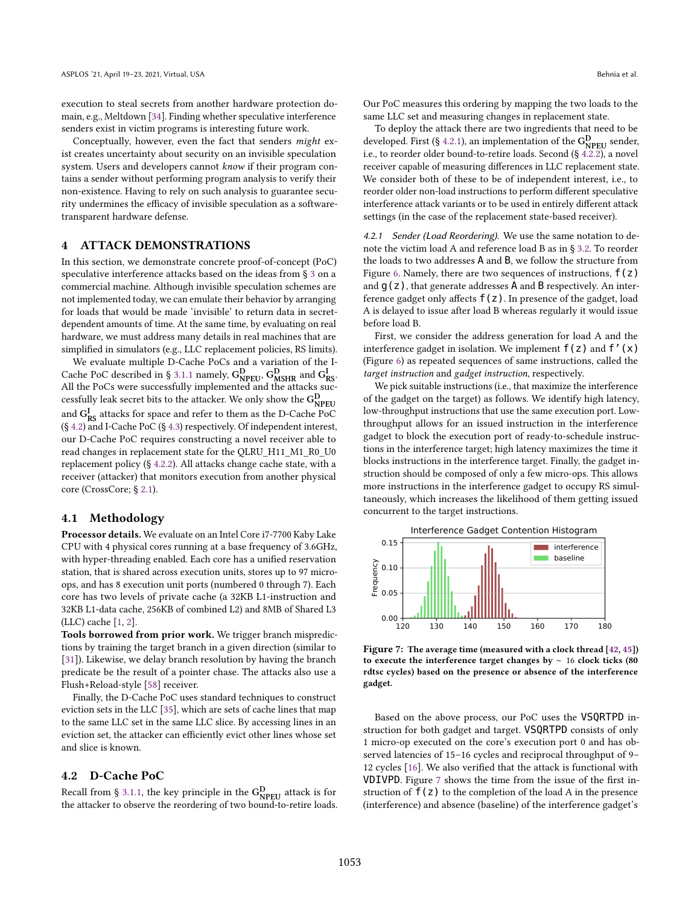execution to steal secrets from another hardware protection domain, e.g., Meltdown [34]. Finding whether speculative interference senders exist in victim programs is interesting future work.

Conceptually, however, even the fact that senders *might* exist creates uncertainty about security on an invisible speculation system. Users and developers cannot *know* if their program contains a sender without performing program analysis to verify their non-existence. Having to rely on such analysis to guarantee security undermines the efficacy of invisible speculation as a software-transparent hardware defense.

## 4 ATTACK DEMONSTRATIONS

In this section, we demonstrate concrete proof-of-concept (PoC) speculative interference attacks based on the ideas from § 3 on a commercial machine. Although invisible speculation schemes are not implemented today, we can emulate their behavior by arranging for loads that would be made 'invisible' to return data in secret-dependent amounts of time. At the same time, by evaluating on real hardware, we must address many details in real machines that are simplified in simulators (e.g., LLC replacement policies, RS limits).

We evaluate multiple D-Cache PoCs and a variation of the I-Cache PoC described in § 3.1.1 namely, $G^D_{NPEU}$, $G^D_{MSHR}$ and $G^I_{RS}$. All the PoCs were successfully implemented and the attacks successfully leak secret bits to the attacker. We only show the $G^D_{NPEU}$ and $G^I_{RS}$ attacks for space and refer to them as the D-Cache PoC (§ 4.2) and I-Cache PoC (§ 4.3) respectively. Of independent interest, our D-Cache PoC requires constructing a novel receiver able to read changes in replacement state for the QLRU_H11_M1_R0_U0 replacement policy (§ 4.2.2). All attacks change cache state, with a receiver (attacker) that monitors execution from another physical core (CrossCore; § 2.1).

### 4.1 Methodology

**Processor details.** We evaluate on an Intel Core i7-7700 Kaby Lake CPU with 4 physical cores running at a base frequency of 3.6GHz, with hyper-threading enabled. Each core has a unified reservation station, that is shared across execution units, stores up to 97 micro-ops, and has 8 execution unit ports (numbered 0 through 7). Each core has two levels of private cache (a 32KB L1-instruction and 32KB L1-data cache, 256KB of combined L2) and 8MB of Shared L3 (LLC) cache [1, 2].

**Tools borrowed from prior work.** We trigger branch mispredictions by training the target branch in a given direction (similar to [31]). Likewise, we delay branch resolution by having the branch predicate be the result of a pointer chase. The attacks also use a Flush+Reload-style [58] receiver.

Finally, the D-Cache PoC uses standard techniques to construct eviction sets in the LLC [35], which are sets of cache lines that map to the same LLC set in the same LLC slice. By accessing lines in an eviction set, the attacker can efficiently evict other lines whose set and slice is known.

### 4.2 D-Cache PoC

Recall from § 3.1.1, the key principle in the $G^D_{NPEU}$ attack is for the attacker to observe the reordering of two bound-to-retire loads. Our PoC measures this ordering by mapping the two loads to the same LLC set and measuring changes in replacement state.

To deploy the attack there are two ingredients that need to be developed. First (§ 4.2.1), an implementation of the $G^D_{NPEU}$ sender, i.e., to reorder older bound-to-retire loads. Second (§ 4.2.2), a novel receiver capable of measuring differences in LLC replacement state. We consider both of these to be of independent interest, i.e., to reorder older non-load instructions to perform different speculative interference attack variants or to be used in entirely different attack settings (in the case of the replacement state-based receiver).

#### 4.2.1 Sender (Load Reordering).

We use the same notation to denote the victim load A and reference load B as in § 3.2. To reorder the loads to two addresses A and B, we follow the structure from Figure 6. Namely, there are two sequences of instructions, `f(z)` and `g(z)`, that generate addresses A and B respectively. An interference gadget only affects `f(z)`. In presence of the gadget, load A is delayed to issue after load B whereas regularly it would issue before load B.

First, we consider the address generation for load A and the interference gadget in isolation. We implement `f(z)` and `f'(x)` (Figure 6) as repeated sequences of same instructions, called the *target instruction* and *gadget instruction*, respectively.

We pick suitable instructions (i.e., that maximize the interference of the gadget on the target) as follows. We identify high latency, low-throughput instructions that use the same execution port. Low-throughput allows for an issued instruction in the interference gadget to block the execution port of ready-to-schedule instructions in the interference target; high latency maximizes the time it blocks instructions in the interference target. Finally, the gadget instruction should be composed of only a few micro-ops. This allows more instructions in the interference gadget to occupy RS simultaneously, which increases the likelihood of them getting issued concurrent to the target instructions.

**Figure 7: The average time (measured with a clock thread [42, 45]) to execute the interference target changes by ~ 16 clock ticks (80 rdtsc cycles) based on the presence or absence of the interference gadget.**

Based on the above process, our PoC uses the `VSQRTPD` instruction for both gadget and target. `VSQRTPD` consists of only 1 micro-op executed on the core's execution port 0 and has observed latencies of 15–16 cycles and reciprocal throughput of 9–12 cycles [16]. We also verified that the attack is functional with `VDIVPD`. Figure 7 shows the time from the issue of the first instruction of `f(z)` to the completion of the load A in the presence (interference) and absence (baseline) of the interference gadget's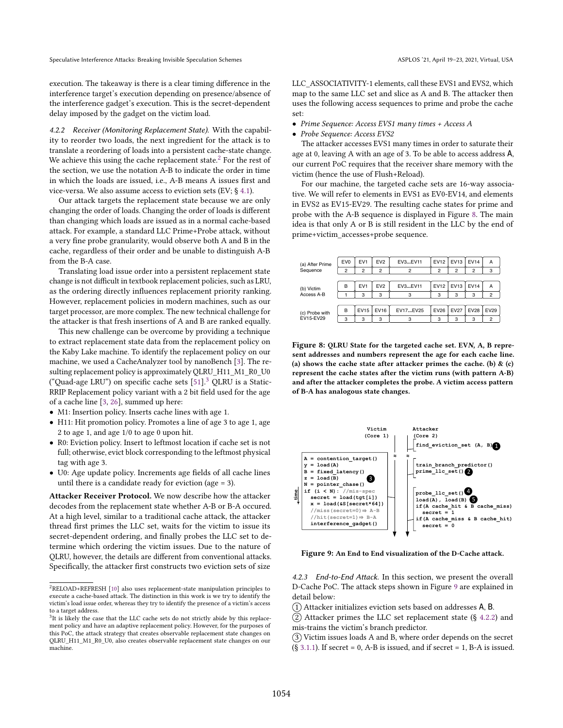execution. The takeaway is there is a clear timing difference in the interference target's execution depending on presence/absence of the interference gadget's execution. This is the secret-dependent delay imposed by the gadget on the victim load.

*4.2.2 Receiver (Monitoring Replacement State).* With the capability to reorder two loads, the next ingredient for the attack is to translate a reordering of loads into a persistent cache-state change. We achieve this using the cache replacement state.[2] For the rest of the section, we use the notation A-B to indicate the order in time in which the loads are issued, i.e., A-B means A issues first and vice-versa. We also assume access to eviction sets (EV; § 4.1).

Our attack targets the replacement state because we are only changing the order of loads. Changing the order of loads is different than changing which loads are issued as in a normal cache-based attack. For example, a standard LLC Prime+Probe attack, without a very fine probe granularity, would observe both A and B in the cache, regardless of their order and be unable to distinguish A-B from the B-A case.

Translating load issue order into a persistent replacement state change is not difficult in textbook replacement policies, such as LRU, as the ordering directly influences replacement priority ranking. However, replacement policies in modern machines, such as our target processor, are more complex. The new technical challenge for the attacker is that fresh insertions of A and B are ranked equally.

This new challenge can be overcome by providing a technique to extract replacement state data from the replacement policy on the Kaby Lake machine. To identify the replacement policy on our machine, we used a CacheAnalyzer tool by nanoBench [3]. The resulting replacement policy is approximately QLRU_H11_M1_R0_U0 ("Quad-age LRU") on specific cache sets [51].[3] QLRU is a Static-RRIP Replacement policy variant with a 2 bit field used for the age of a cache line [3, 26], summed up here:

- M1: Insertion policy. Inserts cache lines with age 1.
- H11: Hit promotion policy. Promotes a line of age 3 to age 1, age 2 to age 1, and age 1/0 to age 0 upon hit.
- R0: Eviction policy. Insert to leftmost location if cache set is not full; otherwise, evict block corresponding to the leftmost physical tag with age 3.
- U0: Age update policy. Increments age fields of all cache lines until there is a candidate ready for eviction (age = 3).

**Attacker Receiver Protocol.** We now describe how the attacker decodes from the replacement state whether A-B or B-A occured. At a high level, similar to a traditional cache attack, the attacker thread first primes the LLC set, waits for the victim to issue its secret-dependent ordering, and finally probes the LLC set to determine which ordering the victim issues. Due to the nature of QLRU, however, the details are different from conventional attacks. Specifically, the attacker first constructs two eviction sets of size LLC_ASSOCIATIVITY-1 elements, call these EVS1 and EVS2, which map to the same LLC set and slice as A and B. The attacker then uses the following access sequences to prime and probe the cache set:

- *Prime Sequence: Access EVS1 many times + Access A*
- *Probe Sequence: Access EVS2*

The attacker accesses EVS1 many times in order to saturate their age at 0, leaving A with an age of 3. To be able to access address A, our current PoC requires that the receiver share memory with the victim (hence the use of Flush+Reload).

For our machine, the targeted cache sets are 16-way associative. We will refer to elements in EVS1 as EV0-EV14, and elements in EVS2 as EV15-EV29. The resulting cache states for prime and probe with the A-B sequence is displayed in Figure 8. The main idea is that only A or B is still resident in the LLC by the end of prime+victim_accesses+probe sequence.

| (a) After Prime Sequence | EV0 | EV1 | EV2 | EV3...EV11 | EV12 | EV13 | EV14 | A |
|---|---|---|---|---|---|---|---|---|
| | 2 | 2 | 2 | 2 | 2 | 2 | 2 | 3 |
| (b) Victim Access A-B | B | EV1 | EV2 | EV3...EV11 | EV12 | EV13 | EV14 | A |
| | 1 | 3 | 3 | 3 | 3 | 3 | 3 | 2 |
| (c) Probe with EV15-EV29 | B | EV15 | EV16 | EV17...EV25 | EV26 | EV27 | EV28 | EV29 |
| | 3 | 3 | 3 | 3 | 3 | 3 | 3 | 2 |

**Figure 8: QLRU State for the targeted cache set. EV*N*, A, B represent addresses and numbers represent the age for each cache line. (a) shows the cache state after attacker primes the cache. (b) & (c) represent the cache states after the victim runs (with pattern A-B) and after the attacker completes the probe. A victim access pattern of B-A has analogous state changes.**

```
Victim (Core 1)                          Attacker (Core 2)
                                         find_eviction_set (A, B) (1)

                                         train_branch_predictor()
                                         prime_llc_set() (2)
A = contention_target()
y = load(A)
B = fixed_latency()
z = load(B)                    (3)
N = pointer_chase()                      probe_llc_set() (4)
if (i < N): //mis-spec                   load(A), load(B) (5)
  secret = load(tgt[i])                  if(A cache_hit & B cache_miss)
  x = load(&S[secret*64])                  secret = 1
  //miss(secret=0)⇒ A-B                  if(A cache_miss & B cache_hit)
  //hit(secret=1)⇒ B-A                     secret = 0
  interference_gadget()
```

**Figure 9: An End to End visualization of the D-Cache attack.**

*4.2.3 End-to-End Attack.* In this section, we present the overall D-Cache PoC. The attack steps shown in Figure 9 are explained in detail below:

(1) Attacker initializes eviction sets based on addresses A, B.

(2) Attacker primes the LLC set replacement state (§ 4.2.2) and mis-trains the victim's branch predictor.

(3) Victim issues loads A and B, where order depends on the secret (§ 3.1.1). If secret = 0, A-B is issued, and if secret = 1, B-A is issued.

[2] RELOAD+REFRESH [10] also uses replacement-state manipulation principles to execute a cache-based attack. The distinction in this work is we try to identify the victim's load issue order, whereas they try to identify the presence of a victim's access to a target address.

[3] It is likely the case that the LLC cache sets do not strictly abide by this replacement policy and have an adaptive replacement policy. However, for the purposes of this PoC, the attack strategy that creates observable replacement state changes on QLRU_H11_M1_R0_U0, also creates observable replacement state changes on our machine.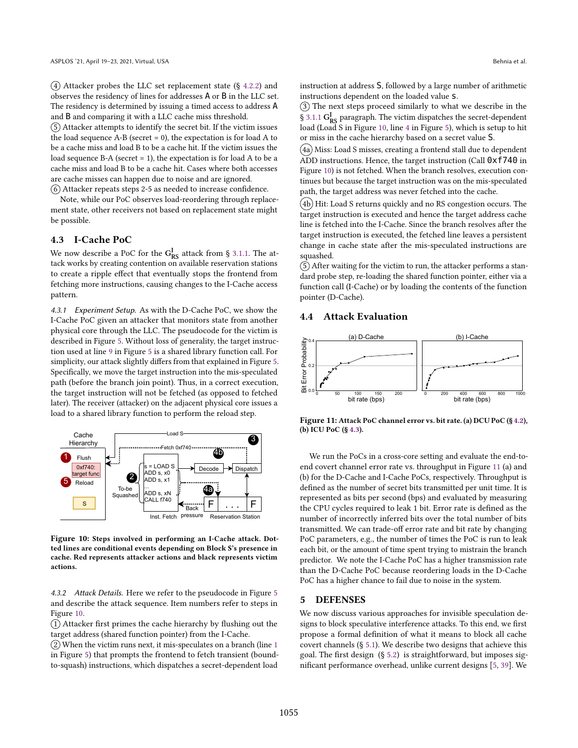(4) Attacker probes the LLC set replacement state (§ 4.2.2) and observes the residency of lines for addresses A or B in the LLC set. The residency is determined by issuing a timed access to address A and B and comparing it with a LLC cache miss threshold.
(5) Attacker attempts to identify the secret bit. If the victim issues the load sequence A-B (secret = 0), the expectation is for load A to be a cache miss and load B to be a cache hit. If the victim issues the load sequence B-A (secret = 1), the expectation is for load A to be a cache miss and load B to be a cache hit. Cases where both accesses are cache misses can happen due to noise and are ignored.
(6) Attacker repeats steps 2-5 as needed to increase confidence.

Note, while our PoC observes load-reordering through replacement state, other receivers not based on replacement state might be possible.

## 4.3 I-Cache PoC

We now describe a PoC for the $G^{I}_{RS}$ attack from § 3.1.1. The attack works by creating contention on available reservation stations to create a ripple effect that eventually stops the frontend from fetching more instructions, causing changes to the I-Cache access pattern.

*4.3.1 Experiment Setup.* As with the D-Cache PoC, we show the I-Cache PoC given an attacker that monitors state from another physical core through the LLC. The pseudocode for the victim is described in Figure 5. Without loss of generality, the target instruction used at line 9 in Figure 5 is a shared library function call. For simplicity, our attack slightly differs from that explained in Figure 5. Specifically, we move the target instruction into the mis-speculated path (before the branch join point). Thus, in a correct execution, the target instruction will not be fetched (as opposed to fetched later). The receiver (attacker) on the adjacent physical core issues a load to a shared library function to perform the reload step.

Figure 10: Steps involved in performing an I-Cache attack. Dotted lines are conditional events depending on Block S's presence in cache. Red represents attacker actions and black represents victim actions.

*4.3.2 Attack Details.* Here we refer to the pseudocode in Figure 5 and describe the attack sequence. Item numbers refer to steps in Figure 10.
(1) Attacker first primes the cache hierarchy by flushing out the target address (shared function pointer) from the I-Cache.
(2) When the victim runs next, it mis-speculates on a branch (line 1 in Figure 5) that prompts the frontend to fetch transient (bound-to-squash) instructions, which dispatches a secret-dependent load instruction at address S, followed by a large number of arithmetic instructions dependent on the loaded value s.
(3) The next steps proceed similarly to what we describe in the § 3.1.1 $G^{I}_{RS}$ paragraph. The victim dispatches the secret-dependent load (Load S in Figure 10, line 4 in Figure 5), which is setup to hit or miss in the cache hierarchy based on a secret value S.
(4a) Miss: Load S misses, creating a frontend stall due to dependent ADD instructions. Hence, the target instruction (Call `0xf740` in Figure 10) is not fetched. When the branch resolves, execution continues but because the target instruction was on the mis-speculated path, the target address was never fetched into the cache.
(4b) Hit: Load S returns quickly and no RS congestion occurs. The target instruction is executed and hence the target address cache line is fetched into the I-Cache. Since the branch resolves after the target instruction is executed, the fetched line leaves a persistent change in cache state after the mis-speculated instructions are squashed.
(5) After waiting for the victim to run, the attacker performs a standard probe step, re-loading the shared function pointer, either via a function call (I-Cache) or by loading the contents of the function pointer (D-Cache).

## 4.4 Attack Evaluation

Figure 11: Attack PoC channel error vs. bit rate. (a) DCU PoC (§ 4.2), (b) ICU PoC (§ 4.3).

We run the PoCs in a cross-core setting and evaluate the end-to-end covert channel error rate vs. throughput in Figure 11 (a) and (b) for the D-Cache and I-Cache PoCs, respectively. Throughput is defined as the number of secret bits transmitted per unit time. It is represented as bits per second (bps) and evaluated by measuring the CPU cycles required to leak 1 bit. Error rate is defined as the number of incorrectly inferred bits over the total number of bits transmitted. We can trade-off error rate and bit rate by changing PoC parameters, e.g., the number of times the PoC is run to leak each bit, or the amount of time spent trying to mistrain the branch predictor. We note the I-Cache PoC has a higher transmission rate than the D-Cache PoC because reordering loads in the D-Cache PoC has a higher chance to fail due to noise in the system.

# 5 DEFENSES

We now discuss various approaches for invisible speculation designs to block speculative interference attacks. To this end, we first propose a formal definition of what it means to block all cache covert channels (§ 5.1). We describe two designs that achieve this goal. The first design (§ 5.2) is straightforward, but imposes significant performance overhead, unlike current designs [5, 39]. We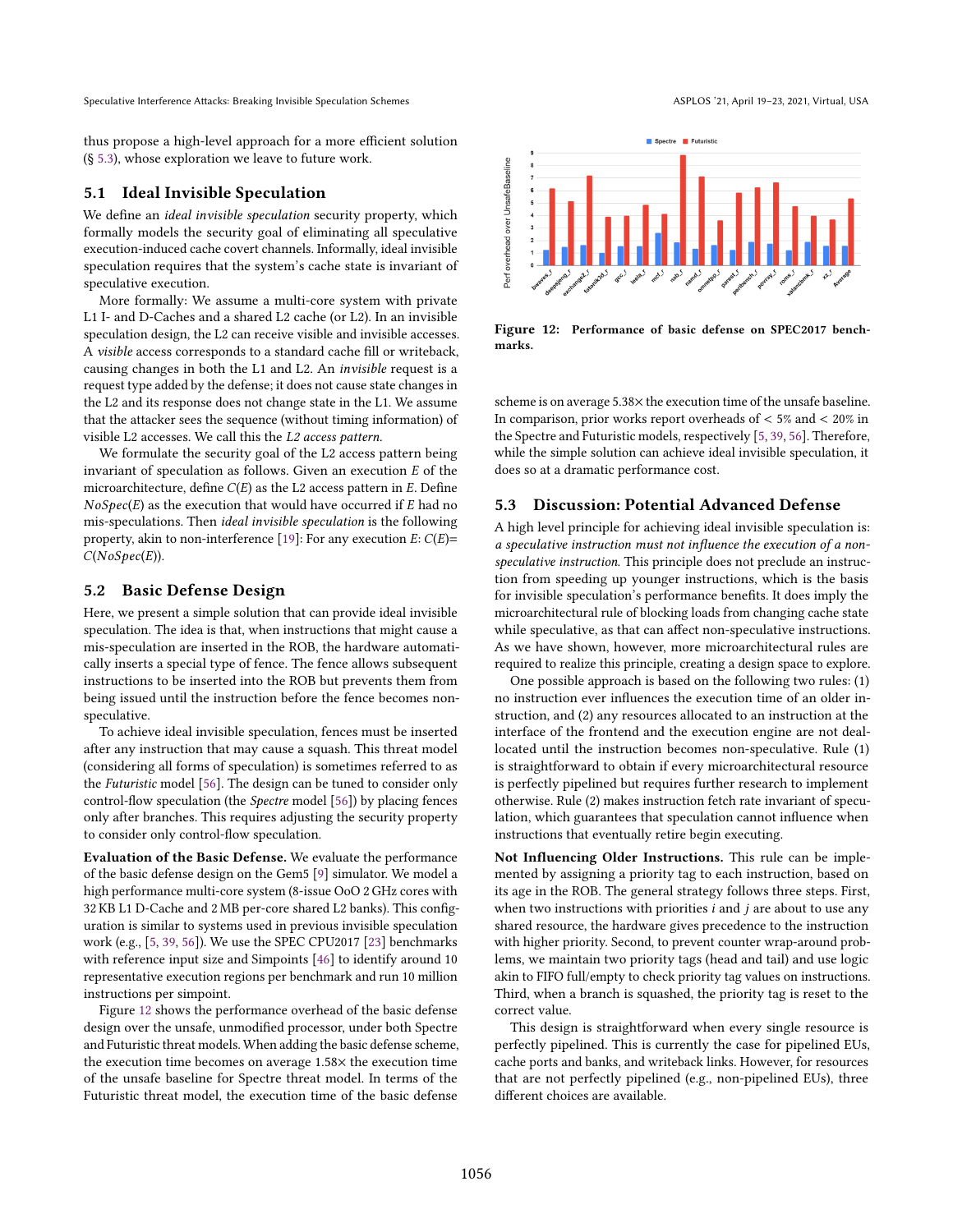thus propose a high-level approach for a more efficient solution (§ 5.3), whose exploration we leave to future work.

## 5.1 Ideal Invisible Speculation

We define an *ideal invisible speculation* security property, which formally models the security goal of eliminating all speculative execution-induced cache covert channels. Informally, ideal invisible speculation requires that the system's cache state is invariant of speculative execution.

More formally: We assume a multi-core system with private L1 I- and D-Caches and a shared L2 cache (or L2). In an invisible speculation design, the L2 can receive visible and invisible accesses. A *visible* access corresponds to a standard cache fill or writeback, causing changes in both the L1 and L2. An *invisible* request is a request type added by the defense; it does not cause state changes in the L2 and its response does not change state in the L1. We assume that the attacker sees the sequence (without timing information) of visible L2 accesses. We call this the *L2 access pattern*.

We formulate the security goal of the L2 access pattern being invariant of speculation as follows. Given an execution $E$ of the microarchitecture, define $C(E)$ as the L2 access pattern in $E$. Define $NoSpec(E)$ as the execution that would have occurred if $E$ had no mis-speculations. Then *ideal invisible speculation* is the following property, akin to non-interference [19]: For any execution $E$: $C(E)$= $C(NoSpec(E))$.

## 5.2 Basic Defense Design

Here, we present a simple solution that can provide ideal invisible speculation. The idea is that, when instructions that might cause a mis-speculation are inserted in the ROB, the hardware automatically inserts a special type of fence. The fence allows subsequent instructions to be inserted into the ROB but prevents them from being issued until the instruction before the fence becomes non-speculative.

To achieve ideal invisible speculation, fences must be inserted after any instruction that may cause a squash. This threat model (considering all forms of speculation) is sometimes referred to as the *Futuristic* model [56]. The design can be tuned to consider only control-flow speculation (the *Spectre* model [56]) by placing fences only after branches. This requires adjusting the security property to consider only control-flow speculation.

**Evaluation of the Basic Defense.** We evaluate the performance of the basic defense design on the Gem5 [9] simulator. We model a high performance multi-core system (8-issue OoO 2 GHz cores with 32 KB L1 D-Cache and 2 MB per-core shared L2 banks). This configuration is similar to systems used in previous invisible speculation work (e.g., [5, 39, 56]). We use the SPEC CPU2017 [23] benchmarks with reference input size and Simpoints [46] to identify around 10 representative execution regions per benchmark and run 10 million instructions per simpoint.

Figure 12 shows the performance overhead of the basic defense design over the unsafe, unmodified processor, under both Spectre and Futuristic threat models. When adding the basic defense scheme, the execution time becomes on average 1.58× the execution time of the unsafe baseline for Spectre threat model. In terms of the Futuristic threat model, the execution time of the basic defense scheme is on average 5.38× the execution time of the unsafe baseline. In comparison, prior works report overheads of < 5% and < 20% in the Spectre and Futuristic models, respectively [5, 39, 56]. Therefore, while the simple solution can achieve ideal invisible speculation, it does so at a dramatic performance cost.

**Figure 12: Performance of basic defense on SPEC2017 benchmarks.**

## 5.3 Discussion: Potential Advanced Defense

A high level principle for achieving ideal invisible speculation is: *a speculative instruction must not influence the execution of a non-speculative instruction*. This principle does not preclude an instruction from speeding up younger instructions, which is the basis for invisible speculation's performance benefits. It does imply the microarchitectural rule of blocking loads from changing cache state while speculative, as that can affect non-speculative instructions. As we have shown, more microarchitectural rules are required to realize this principle, creating a design space to explore.

One possible approach is based on the following two rules: (1) no instruction ever influences the execution time of an older instruction, and (2) any resources allocated to an instruction at the interface of the frontend and the execution engine are not deallocated until the instruction becomes non-speculative. Rule (1) is straightforward to obtain if every microarchitectural resource is perfectly pipelined but requires further research to implement otherwise. Rule (2) makes instruction fetch rate invariant of speculation, which guarantees that speculation cannot influence when instructions that eventually retire begin executing.

**Not Influencing Older Instructions.** This rule can be implemented by assigning a priority tag to each instruction, based on its age in the ROB. The general strategy follows three steps. First, when two instructions with priorities $i$ and $j$ are about to use any shared resource, the hardware gives precedence to the instruction with higher priority. Second, to prevent counter wrap-around problems, we maintain two priority tags (head and tail) and use logic akin to FIFO full/empty to check priority tag values on instructions. Third, when a branch is squashed, the priority tag is reset to the correct value.

This design is straightforward when every single resource is perfectly pipelined. This is currently the case for pipelined EUs, cache ports and banks, and writeback links. However, for resources that are not perfectly pipelined (e.g., non-pipelined EUs), three different choices are available.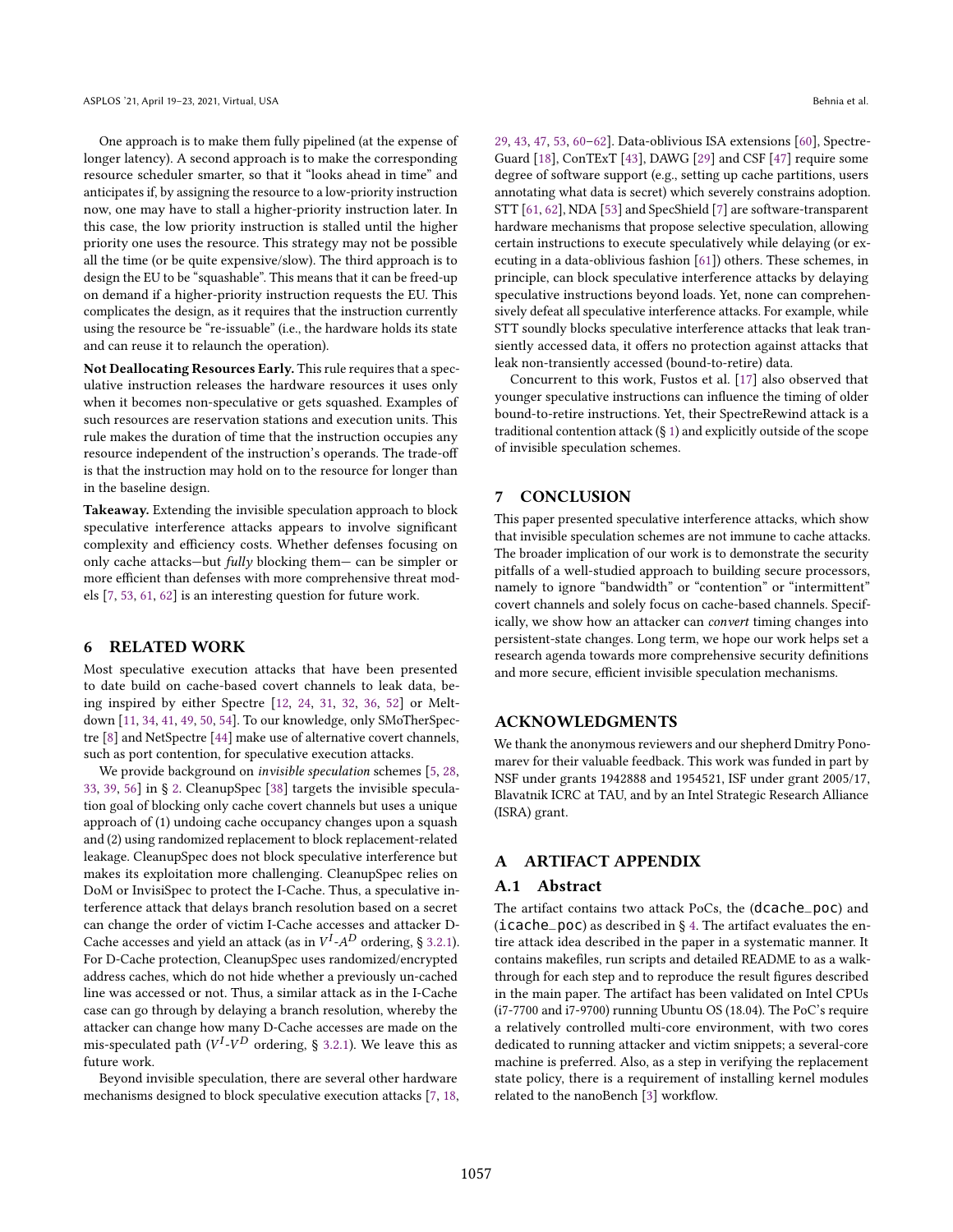One approach is to make them fully pipelined (at the expense of longer latency). A second approach is to make the corresponding resource scheduler smarter, so that it "looks ahead in time" and anticipates if, by assigning the resource to a low-priority instruction now, one may have to stall a higher-priority instruction later. In this case, the low priority instruction is stalled until the higher priority one uses the resource. This strategy may not be possible all the time (or be quite expensive/slow). The third approach is to design the EU to be "squashable". This means that it can be freed-up on demand if a higher-priority instruction requests the EU. This complicates the design, as it requires that the instruction currently using the resource be "re-issuable" (i.e., the hardware holds its state and can reuse it to relaunch the operation).

**Not Deallocating Resources Early.** This rule requires that a speculative instruction releases the hardware resources it uses only when it becomes non-speculative or gets squashed. Examples of such resources are reservation stations and execution units. This rule makes the duration of time that the instruction occupies any resource independent of the instruction's operands. The trade-off is that the instruction may hold on to the resource for longer than in the baseline design.

**Takeaway.** Extending the invisible speculation approach to block speculative interference attacks appears to involve significant complexity and efficiency costs. Whether defenses focusing on only cache attacks—but *fully* blocking them— can be simpler or more efficient than defenses with more comprehensive threat models [7, 53, 61, 62] is an interesting question for future work.

# 6 RELATED WORK

Most speculative execution attacks that have been presented to date build on cache-based covert channels to leak data, being inspired by either Spectre [12, 24, 31, 32, 36, 52] or Meltdown [11, 34, 41, 49, 50, 54]. To our knowledge, only SMoTherSpectre [8] and NetSpectre [44] make use of alternative covert channels, such as port contention, for speculative execution attacks.

We provide background on *invisible speculation* schemes [5, 28, 33, 39, 56] in § 2. CleanupSpec [38] targets the invisible speculation goal of blocking only cache covert channels but uses a unique approach of (1) undoing cache occupancy changes upon a squash and (2) using randomized replacement to block replacement-related leakage. CleanupSpec does not block speculative interference but makes its exploitation more challenging. CleanupSpec relies on DoM or InvisiSpec to protect the I-Cache. Thus, a speculative interference attack that delays branch resolution based on a secret can change the order of victim I-Cache accesses and attacker D-Cache accesses and yield an attack (as in $V^I$-$A^D$ ordering, § 3.2.1). For D-Cache protection, CleanupSpec uses randomized/encrypted address caches, which do not hide whether a previously un-cached line was accessed or not. Thus, a similar attack as in the I-Cache case can go through by delaying a branch resolution, whereby the attacker can change how many D-Cache accesses are made on the mis-speculated path ($V^I$-$V^D$ ordering, § 3.2.1). We leave this as future work.

Beyond invisible speculation, there are several other hardware mechanisms designed to block speculative execution attacks [7, 18, 29, 43, 47, 53, 60–62]. Data-oblivious ISA extensions [60], SpectreGuard [18], ConTExT [43], DAWG [29] and CSF [47] require some degree of software support (e.g., setting up cache partitions, users annotating what data is secret) which severely constrains adoption. STT [61, 62], NDA [53] and SpecShield [7] are software-transparent hardware mechanisms that propose selective speculation, allowing certain instructions to execute speculatively while delaying (or executing in a data-oblivious fashion [61]) others. These schemes, in principle, can block speculative interference attacks by delaying speculative instructions beyond loads. Yet, none can comprehensively defeat all speculative interference attacks. For example, while STT soundly blocks speculative interference attacks that leak transiently accessed data, it offers no protection against attacks that leak non-transiently accessed (bound-to-retire) data.

Concurrent to this work, Fustos et al. [17] also observed that younger speculative instructions can influence the timing of older bound-to-retire instructions. Yet, their SpectreRewind attack is a traditional contention attack (§ 1) and explicitly outside of the scope of invisible speculation schemes.

# 7 CONCLUSION

This paper presented speculative interference attacks, which show that invisible speculation schemes are not immune to cache attacks. The broader implication of our work is to demonstrate the security pitfalls of a well-studied approach to building secure processors, namely to ignore "bandwidth" or "contention" or "intermittent" covert channels and solely focus on cache-based channels. Specifically, we show how an attacker can *convert* timing changes into persistent-state changes. Long term, we hope our work helps set a research agenda towards more comprehensive security definitions and more secure, efficient invisible speculation mechanisms.

# ACKNOWLEDGMENTS

We thank the anonymous reviewers and our shepherd Dmitry Ponomarev for their valuable feedback. This work was funded in part by NSF under grants 1942888 and 1954521, ISF under grant 2005/17, Blavatnik ICRC at TAU, and by an Intel Strategic Research Alliance (ISRA) grant.

# A ARTIFACT APPENDIX

## A.1 Abstract

The artifact contains two attack PoCs, the (`dcache_poc`) and (`icache_poc`) as described in § 4. The artifact evaluates the entire attack idea described in the paper in a systematic manner. It contains makefiles, run scripts and detailed README to as a walkthrough for each step and to reproduce the result figures described in the main paper. The artifact has been validated on Intel CPUs (i7-7700 and i7-9700) running Ubuntu OS (18.04). The PoC's require a relatively controlled multi-core environment, with two cores dedicated to running attacker and victim snippets; a several-core machine is preferred. Also, as a step in verifying the replacement state policy, there is a requirement of installing kernel modules related to the nanoBench [3] workflow.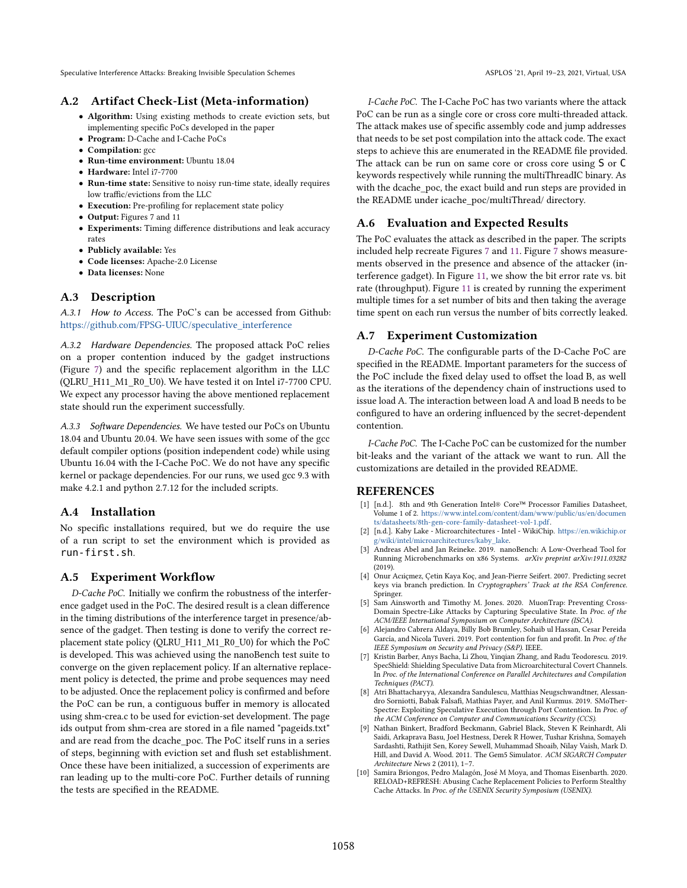## A.2 Artifact Check-List (Meta-information)

- **Algorithm:** Using existing methods to create eviction sets, but implementing specific PoCs developed in the paper
- **Program:** D-Cache and I-Cache PoCs
- **Compilation:** gcc
- **Run-time environment:** Ubuntu 18.04
- **Hardware:** Intel i7-7700
- **Run-time state:** Sensitive to noisy run-time state, ideally requires low traffic/evictions from the LLC
- **Execution:** Pre-profiling for replacement state policy
- **Output:** Figures 7 and 11
- **Experiments:** Timing difference distributions and leak accuracy rates
- **Publicly available:** Yes
- **Code licenses:** Apache-2.0 License
- **Data licenses:** None

## A.3 Description

*A.3.1 How to Access.* The PoC's can be accessed from Github: https://github.com/FPSG-UIUC/speculative_interference

*A.3.2 Hardware Dependencies.* The proposed attack PoC relies on a proper contention induced by the gadget instructions (Figure 7) and the specific replacement algorithm in the LLC (QLRU_H11_M1_R0_U0). We have tested it on Intel i7-7700 CPU. We expect any processor having the above mentioned replacement state should run the experiment successfully.

*A.3.3 Software Dependencies.* We have tested our PoCs on Ubuntu 18.04 and Ubuntu 20.04. We have seen issues with some of the gcc default compiler options (position independent code) while using Ubuntu 16.04 with the I-Cache PoC. We do not have any specific kernel or package dependencies. For our runs, we used gcc 9.3 with make 4.2.1 and python 2.7.12 for the included scripts.

## A.4 Installation

No specific installations required, but we do require the use of a run script to set the environment which is provided as `run-first.sh`.

## A.5 Experiment Workflow

*D-Cache PoC.* Initially we confirm the robustness of the interference gadget used in the PoC. The desired result is a clean difference in the timing distributions of the interference target in presence/absence of the gadget. Then testing is done to verify the correct replacement state policy (QLRU_H11_M1_R0_U0) for which the PoC is developed. This was achieved using the nanoBench test suite to converge on the given replacement policy. If an alternative replacement policy is detected, the prime and probe sequences may need to be adjusted. Once the replacement policy is confirmed and before the PoC can be run, a contiguous buffer in memory is allocated using shm-crea.c to be used for eviction-set development. The page ids output from shm-crea are stored in a file named "pageids.txt" and are read from the dcache_poc. The PoC itself runs in a series of steps, beginning with eviction set and flush set establishment. Once these have been initialized, a succession of experiments are ran leading up to the multi-core PoC. Further details of running the tests are specified in the README.

*I-Cache PoC.* The I-Cache PoC has two variants where the attack PoC can be run as a single core or cross core multi-threaded attack. The attack makes use of specific assembly code and jump addresses that needs to be set post compilation into the attack code. The exact steps to achieve this are enumerated in the README file provided. The attack can be run on same core or cross core using `S` or `C` keywords respectively while running the multiThreadIC binary. As with the dcache_poc, the exact build and run steps are provided in the README under icache_poc/multiThread/ directory.

## A.6 Evaluation and Expected Results

The PoC evaluates the attack as described in the paper. The scripts included help recreate Figures 7 and 11. Figure 7 shows measurements observed in the presence and absence of the attacker (interference gadget). In Figure 11, we show the bit error rate vs. bit rate (throughput). Figure 11 is created by running the experiment multiple times for a set number of bits and then taking the average time spent on each run versus the number of bits correctly leaked.

## A.7 Experiment Customization

*D-Cache PoC.* The configurable parts of the D-Cache PoC are specified in the README. Important parameters for the success of the PoC include the fixed delay used to offset the load B, as well as the iterations of the dependency chain of instructions used to issue load A. The interaction between load A and load B needs to be configured to have an ordering influenced by the secret-dependent contention.

*I-Cache PoC.* The I-Cache PoC can be customized for the number bit-leaks and the variant of the attack we want to run. All the customizations are detailed in the provided README.

## REFERENCES

[1] [n.d.]. 8th and 9th Generation Intel® Core™ Processor Families Datasheet, Volume 1 of 2. https://www.intel.com/content/dam/www/public/us/en/documents/datasheets/8th-gen-core-family-datasheet-vol-1.pdf.

[2] [n.d.]. Kaby Lake - Microarchitectures - Intel - WikiChip. https://en.wikichip.org/wiki/intel/microarchitectures/kaby_lake.

[3] Andreas Abel and Jan Reineke. 2019. nanoBench: A Low-Overhead Tool for Running Microbenchmarks on x86 Systems. *arXiv preprint arXiv:1911.03282* (2019).

[4] Onur Acıiçmez, Çetin Kaya Koç, and Jean-Pierre Seifert. 2007. Predicting secret keys via branch prediction. In *Cryptographers' Track at the RSA Conference*. Springer.

[5] Sam Ainsworth and Timothy M. Jones. 2020. MuonTrap: Preventing Cross-Domain Spectre-Like Attacks by Capturing Speculative State. In *Proc. of the ACM/IEEE International Symposium on Computer Architecture (ISCA)*.

[6] Alejandro Cabrera Aldaya, Billy Bob Brumley, Sohaib ul Hassan, Cesar Pereida García, and Nicola Tuveri. 2019. Port contention for fun and profit. In *Proc. of the IEEE Symposium on Security and Privacy (S&P)*. IEEE.

[7] Kristin Barber, Anys Bacha, Li Zhou, Yinqian Zhang, and Radu Teodorescu. 2019. SpecShield: Shielding Speculative Data from Microarchitectural Covert Channels. In *Proc. of the International Conference on Parallel Architectures and Compilation Techniques (PACT)*.

[8] Atri Bhattacharyya, Alexandra Sandulescu, Matthias Neugschwandtner, Alessandro Sorniotti, Babak Falsafi, Mathias Payer, and Anil Kurmus. 2019. SMoTherSpectre: Exploiting Speculative Execution through Port Contention. In *Proc. of the ACM Conference on Computer and Communications Security (CCS)*.

[9] Nathan Binkert, Bradford Beckmann, Gabriel Black, Steven K Reinhardt, Ali Saidi, Arkaprava Basu, Joel Hestness, Derek R Hower, Tushar Krishna, Somayeh Sardashti, Rathijit Sen, Korey Sewell, Muhammad Shoaib, Nilay Vaish, Mark D. Hill, and David A. Wood. 2011. The Gem5 Simulator. *ACM SIGARCH Computer Architecture News* 2 (2011), 1–7.

[10] Samira Briongos, Pedro Malagón, José M Moya, and Thomas Eisenbarth. 2020. RELOAD+REFRESH: Abusing Cache Replacement Policies to Perform Stealthy Cache Attacks. In *Proc. of the USENIX Security Symposium (USENIX)*.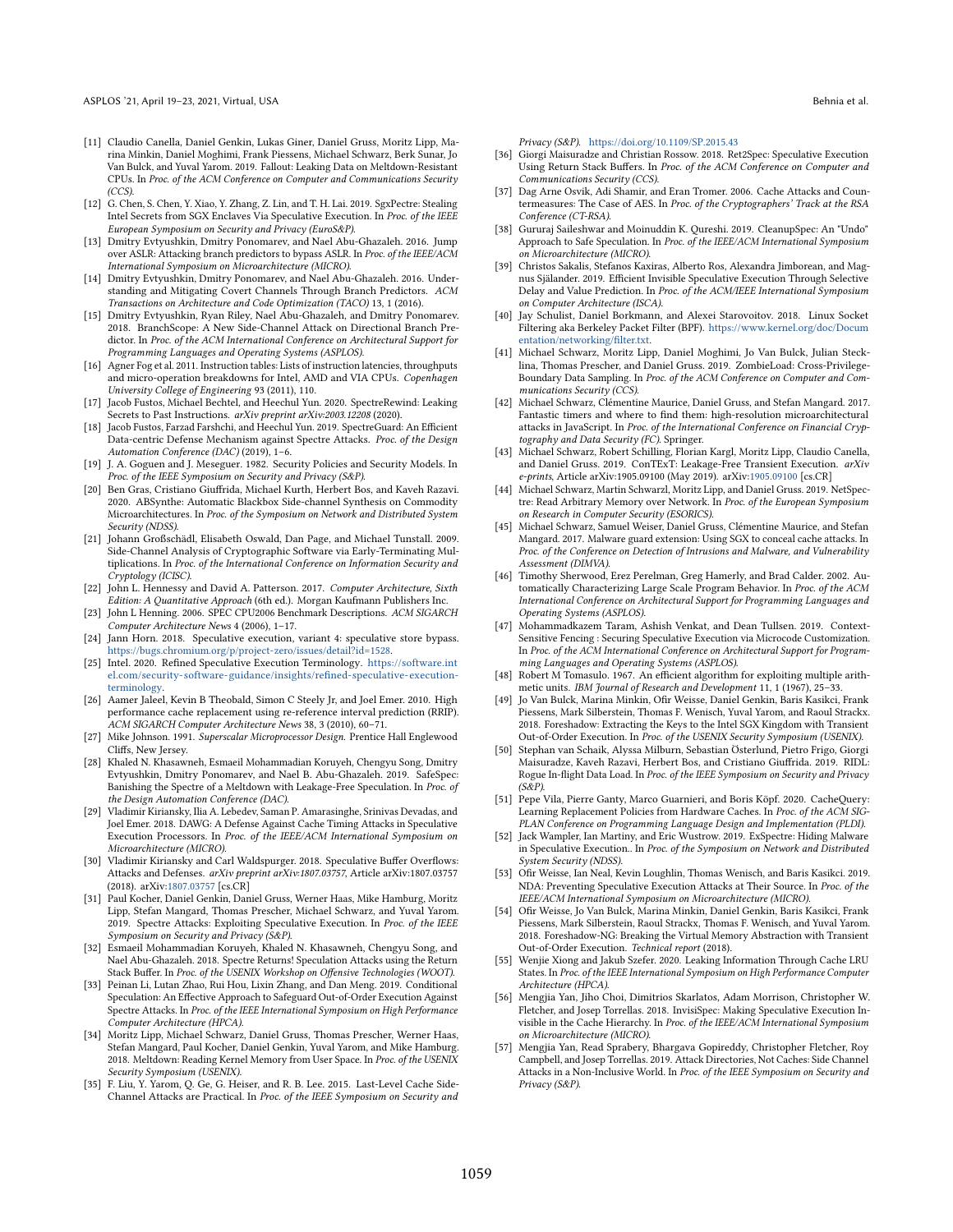[11] Claudio Canella, Daniel Genkin, Lukas Giner, Daniel Gruss, Moritz Lipp, Marina Minkin, Daniel Moghimi, Frank Piessens, Michael Schwarz, Berk Sunar, Jo Van Bulck, and Yuval Yarom. 2019. Fallout: Leaking Data on Meltdown-Resistant CPUs. In *Proc. of the ACM Conference on Computer and Communications Security (CCS)*.

[12] G. Chen, S. Chen, Y. Xiao, Y. Zhang, Z. Lin, and T. H. Lai. 2019. SgxPectre: Stealing Intel Secrets from SGX Enclaves Via Speculative Execution. In *Proc. of the IEEE European Symposium on Security and Privacy (EuroS&P)*.

[13] Dmitry Evtyushkin, Dmitry Ponomarev, and Nael Abu-Ghazaleh. 2016. Jump over ASLR: Attacking branch predictors to bypass ASLR. In *Proc. of the IEEE/ACM International Symposium on Microarchitecture (MICRO)*.

[14] Dmitry Evtyushkin, Dmitry Ponomarev, and Nael Abu-Ghazaleh. 2016. Understanding and Mitigating Covert Channels Through Branch Predictors. *ACM Transactions on Architecture and Code Optimization (TACO)* 13, 1 (2016).

[15] Dmitry Evtyushkin, Ryan Riley, Nael Abu-Ghazaleh, and Dmitry Ponomarev. 2018. BranchScope: A New Side-Channel Attack on Directional Branch Predictor. In *Proc. of the ACM International Conference on Architectural Support for Programming Languages and Operating Systems (ASPLOS)*.

[16] Agner Fog et al. 2011. Instruction tables: Lists of instruction latencies, throughputs and micro-operation breakdowns for Intel, AMD and VIA CPUs. *Copenhagen University College of Engineering* 93 (2011), 110.

[17] Jacob Fustos, Michael Bechtel, and Heechul Yun. 2020. SpectreRewind: Leaking Secrets to Past Instructions. *arXiv preprint arXiv:2003.12208* (2020).

[18] Jacob Fustos, Farzad Farshchi, and Heechul Yun. 2019. SpectreGuard: An Efficient Data-centric Defense Mechanism against Spectre Attacks. *Proc. of the Design Automation Conference (DAC)* (2019), 1–6.

[19] J. A. Goguen and J. Meseguer. 1982. Security Policies and Security Models. In *Proc. of the IEEE Symposium on Security and Privacy (S&P)*.

[20] Ben Gras, Cristiano Giuffrida, Michael Kurth, Herbert Bos, and Kaveh Razavi. 2020. ABSynthe: Automatic Blackbox Side-channel Synthesis on Commodity Microarchitectures. In *Proc. of the Symposium on Network and Distributed System Security (NDSS)*.

[21] Johann Großschädl, Elisabeth Oswald, Dan Page, and Michael Tunstall. 2009. Side-Channel Analysis of Cryptographic Software via Early-Terminating Multiplications. In *Proc. of the International Conference on Information Security and Cryptology (ICISC)*.

[22] John L. Hennessy and David A. Patterson. 2017. *Computer Architecture, Sixth Edition: A Quantitative Approach* (6th ed.). Morgan Kaufmann Publishers Inc.

[23] John L Henning. 2006. SPEC CPU2006 Benchmark Descriptions. *ACM SIGARCH Computer Architecture News* 4 (2006), 1–17.

[24] Jann Horn. 2018. Speculative execution, variant 4: speculative store bypass. https://bugs.chromium.org/p/project-zero/issues/detail?id=1528.

[25] Intel. 2020. Refined Speculative Execution Terminology. https://software.intel.com/security-software-guidance/insights/refined-speculative-execution-terminology.

[26] Aamer Jaleel, Kevin B Theobald, Simon C Steely Jr, and Joel Emer. 2010. High performance cache replacement using re-reference interval prediction (RRIP). *ACM SIGARCH Computer Architecture News* 38, 3 (2010), 60–71.

[27] Mike Johnson. 1991. *Superscalar Microprocessor Design*. Prentice Hall Englewood Cliffs, New Jersey.

[28] Khaled N. Khasawneh, Esmaeil Mohammadian Koruyeh, Chengyu Song, Dmitry Evtyushkin, Dmitry Ponomarev, and Nael B. Abu-Ghazaleh. 2019. SafeSpec: Banishing the Spectre of a Meltdown with Leakage-Free Speculation. In *Proc. of the Design Automation Conference (DAC)*.

[29] Vladimir Kiriansky, Ilia A. Lebedev, Saman P. Amarasinghe, Srinivas Devadas, and Joel Emer. 2018. DAWG: A Defense Against Cache Timing Attacks in Speculative Execution Processors. In *Proc. of the IEEE/ACM International Symposium on Microarchitecture (MICRO)*.

[30] Vladimir Kiriansky and Carl Waldspurger. 2018. Speculative Buffer Overflows: Attacks and Defenses. *arXiv preprint arXiv:1807.03757*, Article arXiv:1807.03757 (2018). arXiv:1807.03757 [cs.CR]

[31] Paul Kocher, Daniel Genkin, Daniel Gruss, Werner Haas, Mike Hamburg, Moritz Lipp, Stefan Mangard, Thomas Prescher, Michael Schwarz, and Yuval Yarom. 2019. Spectre Attacks: Exploiting Speculative Execution. In *Proc. of the IEEE Symposium on Security and Privacy (S&P)*.

[32] Esmaeil Mohammadian Koruyeh, Khaled N. Khasawneh, Chengyu Song, and Nael Abu-Ghazaleh. 2018. Spectre Returns! Speculation Attacks using the Return Stack Buffer. In *Proc. of the USENIX Workshop on Offensive Technologies (WOOT)*.

[33] Peinan Li, Lutan Zhao, Rui Hou, Lixin Zhang, and Dan Meng. 2019. Conditional Speculation: An Effective Approach to Safeguard Out-of-Order Execution Against Spectre Attacks. In *Proc. of the IEEE International Symposium on High Performance Computer Architecture (HPCA)*.

[34] Moritz Lipp, Michael Schwarz, Daniel Gruss, Thomas Prescher, Werner Haas, Stefan Mangard, Paul Kocher, Daniel Genkin, Yuval Yarom, and Mike Hamburg. 2018. Meltdown: Reading Kernel Memory from User Space. In *Proc. of the USENIX Security Symposium (USENIX)*.

[35] F. Liu, Y. Yarom, Q. Ge, G. Heiser, and R. B. Lee. 2015. Last-Level Cache Side-Channel Attacks are Practical. In *Proc. of the IEEE Symposium on Security and Privacy (S&P)*. https://doi.org/10.1109/SP.2015.43

[36] Giorgi Maisuradze and Christian Rossow. 2018. Ret2Spec: Speculative Execution Using Return Stack Buffers. In *Proc. of the ACM Conference on Computer and Communications Security (CCS)*.

[37] Dag Arne Osvik, Adi Shamir, and Eran Tromer. 2006. Cache Attacks and Countermeasures: The Case of AES. In *Proc. of the Cryptographers' Track at the RSA Conference (CT-RSA)*.

[38] Gururaj Saileshwar and Moinuddin K. Qureshi. 2019. CleanupSpec: An "Undo" Approach to Safe Speculation. In *Proc. of the IEEE/ACM International Symposium on Microarchitecture (MICRO)*.

[39] Christos Sakalis, Stefanos Kaxiras, Alberto Ros, Alexandra Jimborean, and Magnus Själander. 2019. Efficient Invisible Speculative Execution Through Selective Delay and Value Prediction. In *Proc. of the ACM/IEEE International Symposium on Computer Architecture (ISCA)*.

[40] Jay Schulist, Daniel Borkmann, and Alexei Starovoitov. 2018. Linux Socket Filtering aka Berkeley Packet Filter (BPF). https://www.kernel.org/doc/Documentation/networking/filter.txt.

[41] Michael Schwarz, Moritz Lipp, Daniel Moghimi, Jo Van Bulck, Julian Stecklina, Thomas Prescher, and Daniel Gruss. 2019. ZombieLoad: Cross-Privilege-Boundary Data Sampling. In *Proc. of the ACM Conference on Computer and Communications Security (CCS)*.

[42] Michael Schwarz, Clémentine Maurice, Daniel Gruss, and Stefan Mangard. 2017. Fantastic timers and where to find them: high-resolution microarchitectural attacks in JavaScript. In *Proc. of the International Conference on Financial Cryptography and Data Security (FC)*. Springer.

[43] Michael Schwarz, Robert Schilling, Florian Kargl, Moritz Lipp, Claudio Canella, and Daniel Gruss. 2019. ConTExT: Leakage-Free Transient Execution. *arXiv e-prints*, Article arXiv:1905.09100 (May 2019). arXiv:1905.09100 [cs.CR]

[44] Michael Schwarz, Martin Schwarzl, Moritz Lipp, and Daniel Gruss. 2019. NetSpectre: Read Arbitrary Memory over Network. In *Proc. of the European Symposium on Research in Computer Security (ESORICS)*.

[45] Michael Schwarz, Samuel Weiser, Daniel Gruss, Clémentine Maurice, and Stefan Mangard. 2017. Malware guard extension: Using SGX to conceal cache attacks. In *Proc. of the Conference on Detection of Intrusions and Malware, and Vulnerability Assessment (DIMVA)*.

[46] Timothy Sherwood, Erez Perelman, Greg Hamerly, and Brad Calder. 2002. Automatically Characterizing Large Scale Program Behavior. In *Proc. of the ACM International Conference on Architectural Support for Programming Languages and Operating Systems (ASPLOS)*.

[47] Mohammadkazem Taram, Ashish Venkat, and Dean Tullsen. 2019. Context-Sensitive Fencing : Securing Speculative Execution via Microcode Customization. In *Proc. of the ACM International Conference on Architectural Support for Programming Languages and Operating Systems (ASPLOS)*.

[48] Robert M Tomasulo. 1967. An efficient algorithm for exploiting multiple arithmetic units. *IBM Journal of Research and Development* 11, 1 (1967), 25–33.

[49] Jo Van Bulck, Marina Minkin, Ofir Weisse, Daniel Genkin, Baris Kasikci, Frank Piessens, Mark Silberstein, Thomas F. Wenisch, Yuval Yarom, and Raoul Strackx. 2018. Foreshadow: Extracting the Keys to the Intel SGX Kingdom with Transient Out-of-Order Execution. In *Proc. of the USENIX Security Symposium (USENIX)*.

[50] Stephan van Schaik, Alyssa Milburn, Sebastian Österlund, Pietro Frigo, Giorgi Maisuradze, Kaveh Razavi, Herbert Bos, and Cristiano Giuffrida. 2019. RIDL: Rogue In-flight Data Load. In *Proc. of the IEEE Symposium on Security and Privacy (S&P)*.

[51] Pepe Vila, Pierre Ganty, Marco Guarnieri, and Boris Köpf. 2020. CacheQuery: Learning Replacement Policies from Hardware Caches. In *Proc. of the ACM SIGPLAN Conference on Programming Language Design and Implementation (PLDI)*.

[52] Jack Wampler, Ian Martiny, and Eric Wustrow. 2019. ExSpectre: Hiding Malware in Speculative Execution.. In *Proc. of the Symposium on Network and Distributed System Security (NDSS)*.

[53] Ofir Weisse, Ian Neal, Kevin Loughlin, Thomas Wenisch, and Baris Kasikci. 2019. NDA: Preventing Speculative Execution Attacks at Their Source. In *Proc. of the IEEE/ACM International Symposium on Microarchitecture (MICRO)*.

[54] Ofir Weisse, Jo Van Bulck, Marina Minkin, Daniel Genkin, Baris Kasikci, Frank Piessens, Mark Silberstein, Raoul Strackx, Thomas F. Wenisch, and Yuval Yarom. 2018. Foreshadow-NG: Breaking the Virtual Memory Abstraction with Transient Out-of-Order Execution. *Technical report* (2018).

[55] Wenjie Xiong and Jakub Szefer. 2020. Leaking Information Through Cache LRU States. In *Proc. of the IEEE International Symposium on High Performance Computer Architecture (HPCA)*.

[56] Mengjia Yan, Jiho Choi, Dimitrios Skarlatos, Adam Morrison, Christopher W. Fletcher, and Josep Torrellas. 2018. InvisiSpec: Making Speculative Execution Invisible in the Cache Hierarchy. In *Proc. of the IEEE/ACM International Symposium on Microarchitecture (MICRO)*.

[57] Mengjia Yan, Read Sprabery, Bhargava Gopireddy, Christopher Fletcher, Roy Campbell, and Josep Torrellas. 2019. Attack Directories, Not Caches: Side Channel Attacks in a Non-Inclusive World. In *Proc. of the IEEE Symposium on Security and Privacy (S&P)*.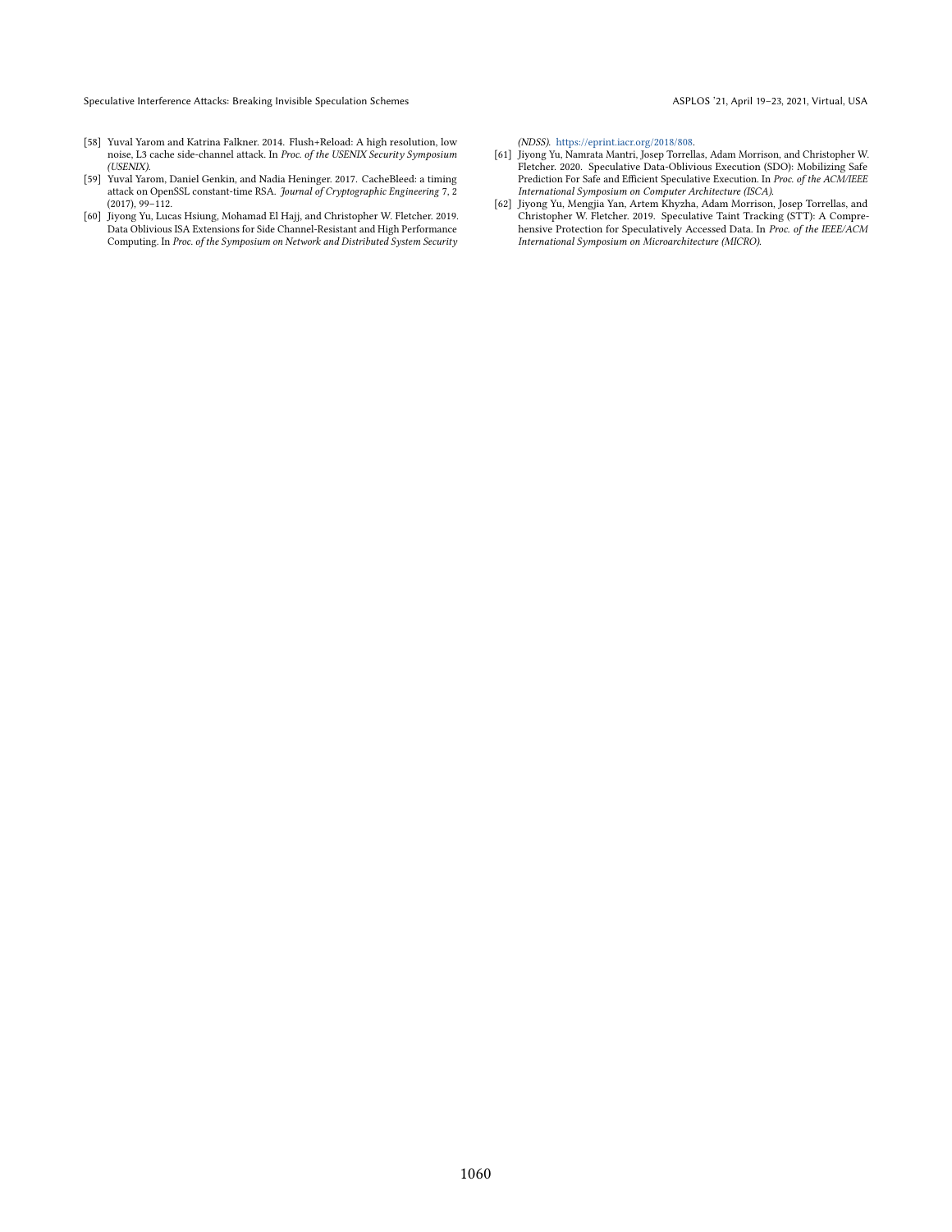[58] Yuval Yarom and Katrina Falkner. 2014. Flush+Reload: A high resolution, low noise, L3 cache side-channel attack. In *Proc. of the USENIX Security Symposium (USENIX)*.

[59] Yuval Yarom, Daniel Genkin, and Nadia Heninger. 2017. CacheBleed: a timing attack on OpenSSL constant-time RSA. *Journal of Cryptographic Engineering* 7, 2 (2017), 99–112.

[60] Jiyong Yu, Lucas Hsiung, Mohamad El Hajj, and Christopher W. Fletcher. 2019. Data Oblivious ISA Extensions for Side Channel-Resistant and High Performance Computing. In *Proc. of the Symposium on Network and Distributed System Security (NDSS)*. https://eprint.iacr.org/2018/808.

[61] Jiyong Yu, Namrata Mantri, Josep Torrellas, Adam Morrison, and Christopher W. Fletcher. 2020. Speculative Data-Oblivious Execution (SDO): Mobilizing Safe Prediction For Safe and Efficient Speculative Execution. In *Proc. of the ACM/IEEE International Symposium on Computer Architecture (ISCA)*.

[62] Jiyong Yu, Mengjia Yan, Artem Khyzha, Adam Morrison, Josep Torrellas, and Christopher W. Fletcher. 2019. Speculative Taint Tracking (STT): A Comprehensive Protection for Speculatively Accessed Data. In *Proc. of the IEEE/ACM International Symposium on Microarchitecture (MICRO)*.